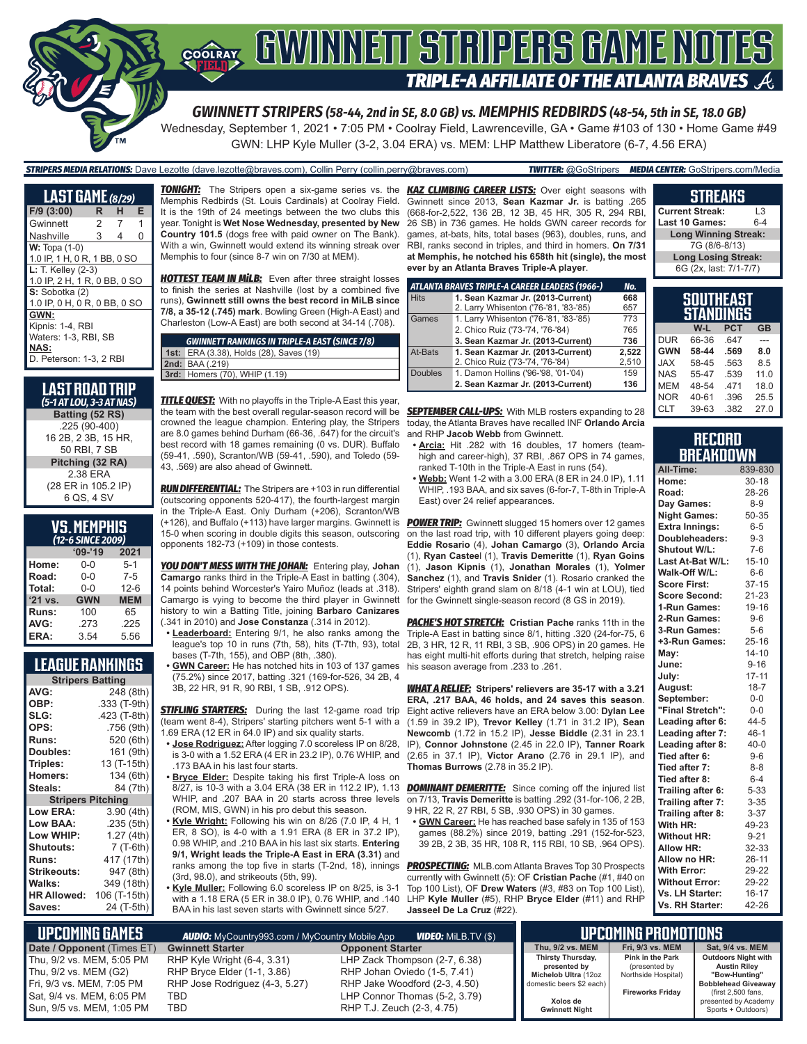# GWINNETT STRIPERS GAME NOTES

## TRIPLE-A AFFILIATE OF THE ATLANTA BRAVES

### GWINNETT STRIPERS (58-44, 2nd in SE, 8.0 GB) vs. MEMPHIS REDBIRDS (48-54, 5th in SE, 18.0 GB)

Wednesday, September 1, 2021 • 7:05 PM • Coolray Field, Lawrenceville, GA • Game #103 of 130 • Home Game #49

GWN: LHP Kyle Muller (3-2, 3.04 ERA) vs. MEM: LHP Matthew Liberatore (6-7, 4.56 ERA)

**STRIPERS MEDIA RELATIONS:** Dave Lezotte (dave.lezotte@braves.com), Collin Perry (collin.perry@braves.com) **TWITTER:** @GoStripers **MEDIA CENTER:** GoStripers.com/Media

## LAST GAME (8/29)

| F/9 (3:00) | R | H | E |
|---|---|---|---|
| Gwinnett | 2 | 7 | 1 |
| Nashville | 3 | 4 | 0 |

**W:** Topa (1-0)
1.0 IP, 1 H, 0 R, 1 BB, 0 SO

**L:** T. Kelley (2-3)
1.0 IP, 2 H, 1 R, 0 BB, 0 SO

**S:** Sobotka (2)
1.0 IP, 0 H, 0 R, 0 BB, 0 SO

**GWN:**
Kipnis: 1-4, RBI
Waters: 1-3, RBI, SB

**NAS:**
D. Peterson: 1-3, 2 RBI

## LAST ROAD TRIP
*(5-1 AT LOU, 3-3 AT NAS)*

**Batting (52 RS)**
.225 (90-400)
16 2B, 2 3B, 15 HR,
50 RBI, 7 SB

**Pitching (32 RA)**
2.38 ERA
(28 ER in 105.2 IP)
6 QS, 4 SV

## VS. MEMPHIS
*(12-6 SINCE 2009)*

| | '09-'19 | 2021 |
|---|---|---|
| Home: | 0-0 | 5-1 |
| Road: | 0-0 | 7-5 |
| Total: | 0-0 | 12-6 |
| '21 vs. | GWN | MEM |
| Runs: | 100 | 65 |
| AVG: | .273 | .225 |
| ERA: | 3.54 | 5.56 |

## LEAGUE RANKINGS

| Stripers Batting | |
|---|---|
| AVG: | 248 (8th) |
| OBP: | .333 (T-9th) |
| SLG: | .423 (T-8th) |
| OPS: | .756 (9th) |
| Runs: | 520 (6th) |
| Doubles: | 161 (9th) |
| Triples: | 13 (T-15th) |
| Homers: | 134 (6th) |
| Steals: | 84 (7th) |
| **Stripers Pitching** | |
| Low ERA: | 3.90 (4th) |
| Low BAA: | .235 (5th) |
| Low WHIP: | 1.27 (4th) |
| Shutouts: | 7 (T-6th) |
| Runs: | 417 (17th) |
| Strikeouts: | 947 (8th) |
| Walks: | 349 (18th) |
| HR Allowed: | 106 (T-15th) |
| Saves: | 24 (T-5th) |

***TONIGHT:*** The Stripers open a six-game series vs. the Memphis Redbirds (St. Louis Cardinals) at Coolray Field. It is the 19th of 24 meetings between the two clubs this year. Tonight is **Wet Nose Wednesday, presented by New Country 101.5** (dogs free with paid owner on The Bank). With a win, Gwinnett would extend its winning streak over Memphis to four (since 8-7 win on 7/30 at MEM).

***HOTTEST TEAM IN MiLB:*** Even after three straight losses to finish the series at Nashville (lost by a combined five runs), **Gwinnett still owns the best record in MiLB since 7/8, a 35-12 (.745) mark**. Bowling Green (High-A East) and Charleston (Low-A East) are both second at 34-14 (.708).

| GWINNETT RANKINGS IN TRIPLE-A EAST (SINCE 7/8) |
|---|
| **1st:** ERA (3.38), Holds (28), Saves (19) |
| **2nd:** BAA (.219) |
| **3rd:** Homers (70), WHIP (1.19) |

***TITLE QUEST:*** With no playoffs in the Triple-A East this year, the team with the best overall regular-season record will be crowned the league champion. Entering play, the Stripers are 8.0 games behind Durham (66-36, .647) for the circuit's best record with 18 games remaining (0 vs. DUR). Buffalo (59-41, .590), Scranton/WB (59-41, .590), and Toledo (59-43, .569) are also ahead of Gwinnett.

***RUN DIFFERENTIAL:*** The Stripers are +103 in run differential (outscoring opponents 520-417), the fourth-largest margin in the Triple-A East. Only Durham (+206), Scranton/WB (+126), and Buffalo (+113) have larger margins. Gwinnett is 15-0 when scoring in double digits this season, outscoring opponents 182-73 (+109) in those contests.

***YOU DON'T MESS WITH THE JOHAN:*** Entering play, **Johan Camargo** ranks third in the Triple-A East in batting (.304), 14 points behind Worcester's Yairo Muñoz (leads at .318). Camargo is vying to become the third player in Gwinnett history to win a Batting Title, joining **Barbaro Canizares** (.341 in 2010) and **Jose Constanza** (.314 in 2012).

- **Leaderboard:** Entering 9/1, he also ranks among the league's top 10 in runs (7th, 58), hits (T-7th, 93), total bases (T-7th, 155), and OBP (8th, .380).
- **GWN Career:** He has notched hits in 103 of 137 games (75.2%) since 2017, batting .321 (169-for-526, 34 2B, 4 3B, 22 HR, 91 R, 90 RBI, 1 SB, .912 OPS).

***STIFLING STARTERS:*** During the last 12-game road trip (team went 8-4), Stripers' starting pitchers went 5-1 with a 1.69 ERA (12 ER in 64.0 IP) and six quality starts.

- **Jose Rodriguez:** After logging 7.0 scoreless IP on 8/28, is 3-0 with a 1.52 ERA (4 ER in 23.2 IP), 0.76 WHIP, and .173 BAA in his last four starts.
- **Bryce Elder:** Despite taking his first Triple-A loss on 8/27, is 10-3 with a 3.04 ERA (38 ER in 112.2 IP), 1.13 WHIP, and .207 BAA in 20 starts across three levels (ROM, MIS, GWN) in his pro debut this season.
- **Kyle Wright:** Following his win on 8/26 (7.0 IP, 4 H, 1 ER, 8 SO), is 4-0 with a 1.91 ERA (8 ER in 37.2 IP), 0.98 WHIP, and .210 BAA in his last six starts. **Entering 9/1, Wright leads the Triple-A East in ERA (3.31)** and ranks among the top five in starts (T-2nd, 18), innings (3rd, 98.0), and strikeouts (5th, 99).
- **Kyle Muller:** Following 6.0 scoreless IP on 8/25, is 3-1 with a 1.18 ERA (5 ER in 38.0 IP), 0.76 WHIP, and .140 BAA in his last seven starts with Gwinnett since 5/27.

***KAZ CLIMBING CAREER LISTS:*** Over eight seasons with Gwinnett since 2013, **Sean Kazmar Jr.** is batting .265 (668-for-2,522, 136 2B, 12 3B, 45 HR, 305 R, 294 RBI, 26 SB) in 736 games. He holds GWN career records for games, at-bats, hits, total bases (963), doubles, runs, and RBI, ranks second in triples, and third in homers. **On 7/31 at Memphis, he notched his 658th hit (single), the most ever by an Atlanta Braves Triple-A player.**

| ATLANTA BRAVES TRIPLE-A CAREER LEADERS (1966-) | | No. |
|---|---|---|
| Hits | **1. Sean Kazmar Jr. (2013-Current)** | **668** |
| | 2. Larry Whisenton ('76-'81, '83-'85) | 657 |
| Games | 1. Larry Whisenton ('76-'81, '83-'85) | 773 |
| | 2. Chico Ruiz ('73-'74, '76-'84) | 765 |
| | **3. Sean Kazmar Jr. (2013-Current)** | **736** |
| At-Bats | **1. Sean Kazmar Jr. (2013-Current)** | **2,522** |
| | 2. Chico Ruiz ('73-'74, '76-'84) | 2,510 |
| Doubles | 1. Damon Hollins ('96-'98, '01-'04) | 159 |
| | **2. Sean Kazmar Jr. (2013-Current)** | **136** |

***SEPTEMBER CALL-UPS:*** With MLB rosters expanding to 28 today, the Atlanta Braves have recalled INF **Orlando Arcia** and RHP **Jacob Webb** from Gwinnett.

- **Arcia:** Hit .282 with 16 doubles, 17 homers (team-high and career-high), 37 RBI, .867 OPS in 74 games, ranked T-10th in the Triple-A East in runs (54).
- **Webb:** Went 1-2 with a 3.00 ERA (8 ER in 24.0 IP), 1.11 WHIP, .193 BAA, and six saves (6-for-7, T-8th in Triple-A East) over 24 relief appearances.

***POWER TRIP:*** Gwinnett slugged 15 homers over 12 games on the last road trip, with 10 different players going deep: **Eddie Rosario** (4), **Johan Camargo** (3), **Orlando Arcia** (1), **Ryan Casteel** (1), **Travis Demeritte** (1), **Ryan Goins** (1), **Jason Kipnis** (1), **Jonathan Morales** (1), **Yolmer Sanchez** (1), and **Travis Snider** (1). Rosario cranked the Stripers' eighth grand slam on 8/18 (4-1 win at LOU), tied for the Gwinnett single-season record (8 GS in 2019).

***PACHE'S HOT STRETCH:*** **Cristian Pache** ranks 11th in the Triple-A East in batting since 8/1, hitting .320 (24-for-75, 6 2B, 3 HR, 12 R, 11 RBI, 3 SB, .906 OPS) in 20 games. He has eight multi-hit efforts during that stretch, helping raise his season average from .233 to .261.

***WHAT A RELIEF:*** **Stripers' relievers are 35-17 with a 3.21 ERA, .217 BAA, 46 holds, and 24 saves this season.** Eight active relievers have an ERA below 3.00: **Dylan Lee** (1.59 in 39.2 IP), **Trevor Kelley** (1.71 in 31.2 IP), **Sean Newcomb** (1.72 in 15.2 IP), **Jesse Biddle** (2.31 in 23.1 IP), **Connor Johnstone** (2.45 in 22.0 IP), **Tanner Roark** (2.65 in 37.1 IP), **Victor Arano** (2.76 in 29.1 IP), and **Thomas Burrows** (2.78 in 35.2 IP).

***DOMINANT DEMERITTE:*** Since coming off the injured list on 7/13, **Travis Demeritte** is batting .292 (31-for-106, 2 2B, 9 HR, 22 R, 27 RBI, 5 SB, .930 OPS) in 30 games.

- **GWN Career:** He has reached base safely in 135 of 153 games (88.2%) since 2019, batting .291 (152-for-523, 39 2B, 2 3B, 35 HR, 108 R, 115 RBI, 10 SB, .964 OPS).

***PROSPECTING:*** MLB.com Atlanta Braves Top 30 Prospects currently with Gwinnett (5): OF **Cristian Pache** (#1, #40 on Top 100 List), OF **Drew Waters** (#3, #83 on Top 100 List), LHP **Kyle Muller** (#5), RHP **Bryce Elder** (#11) and RHP **Jasseel De La Cruz** (#22).

## STREAKS

| | |
|---|---|
| Current Streak: | L3 |
| Last 10 Games: | 6-4 |
| **Long Winning Streak:** | |
| 7G (8/6-8/13) | |
| **Long Losing Streak:** | |
| 6G (2x, last: 7/1-7/7) | |

## SOUTHEAST STANDINGS

| | W-L | PCT | GB |
|---|---|---|---|
| DUR | 66-36 | .647 | --- |
| **GWN** | **58-44** | **.569** | **8.0** |
| JAX | 58-45 | .563 | 8.5 |
| NAS | 55-47 | .539 | 11.0 |
| MEM | 48-54 | .471 | 18.0 |
| NOR | 40-61 | .396 | 25.5 |
| CLT | 39-63 | .382 | 27.0 |

## RECORD BREAKDOWN

| | |
|---|---|
| All-Time: | 839-830 |
| Home: | 30-18 |
| Road: | 28-26 |
| Day Games: | 8-9 |
| Night Games: | 50-35 |
| Extra Innings: | 6-5 |
| Doubleheaders: | 9-3 |
| Shutout W/L: | 7-6 |
| Last At-Bat W/L: | 15-10 |
| Walk-Off W/L: | 6-6 |
| Score First: | 37-15 |
| Score Second: | 21-23 |
| 1-Run Games: | 19-16 |
| 2-Run Games: | 9-6 |
| 3-Run Games: | 5-6 |
| +3-Run Games: | 25-16 |
| May: | 14-10 |
| June: | 9-16 |
| July: | 17-11 |
| August: | 18-7 |
| September: | 0-0 |
| "Final Stretch": | 0-0 |
| Leading after 6: | 44-5 |
| Leading after 7: | 46-1 |
| Leading after 8: | 40-0 |
| Tied after 6: | 9-6 |
| Tied after 7: | 8-8 |
| Tied after 8: | 6-4 |
| Trailing after 6: | 5-33 |
| Trailing after 7: | 3-35 |
| Trailing after 8: | 3-37 |
| With HR: | 49-23 |
| Without HR: | 9-21 |
| Allow HR: | 32-33 |
| Allow no HR: | 26-11 |
| With Error: | 29-22 |
| Without Error: | 29-22 |
| Vs. LH Starter: | 16-17 |
| Vs. RH Starter: | 42-26 |

## UPCOMING GAMES

**AUDIO:** MyCountry993.com / MyCountry Mobile App **VIDEO:** MiLB.TV ($)

| Date / Opponent (Times ET) | Gwinnett Starter | Opponent Starter |
|---|---|---|
| Thu, 9/2 vs. MEM, 5:05 PM | RHP Kyle Wright (6-4, 3.31) | LHP Zack Thompson (2-7, 6.38) |
| Thu, 9/2 vs. MEM (G2) | RHP Bryce Elder (1-1, 3.86) | RHP Johan Oviedo (1-5, 7.41) |
| Fri, 9/3 vs. MEM, 7:05 PM | RHP Jose Rodriguez (4-3, 5.27) | RHP Jake Woodford (2-3, 4.50) |
| Sat, 9/4 vs. MEM, 6:05 PM | TBD | LHP Connor Thomas (5-2, 3.79) |
| Sun, 9/5 vs. MEM, 1:05 PM | TBD | RHP T.J. Zeuch (2-3, 4.75) |

## UPCOMING PROMOTIONS

| Thu, 9/2 vs. MEM | Fri, 9/3 vs. MEM | Sat, 9/4 vs. MEM |
|---|---|---|
| **Thirsty Thursday, presented by Michelob Ultra** (12oz domestic beers $2 each) | **Pink in the Park** (presented by Northside Hospital) | **Outdoors Night with Austin Riley "Bow-Hunting" Bobblehead Giveaway** (first 2,500 fans, presented by Academy Sports + Outdoors) |
| **Xolos de Gwinnett Night** | **Fireworks Friday** | |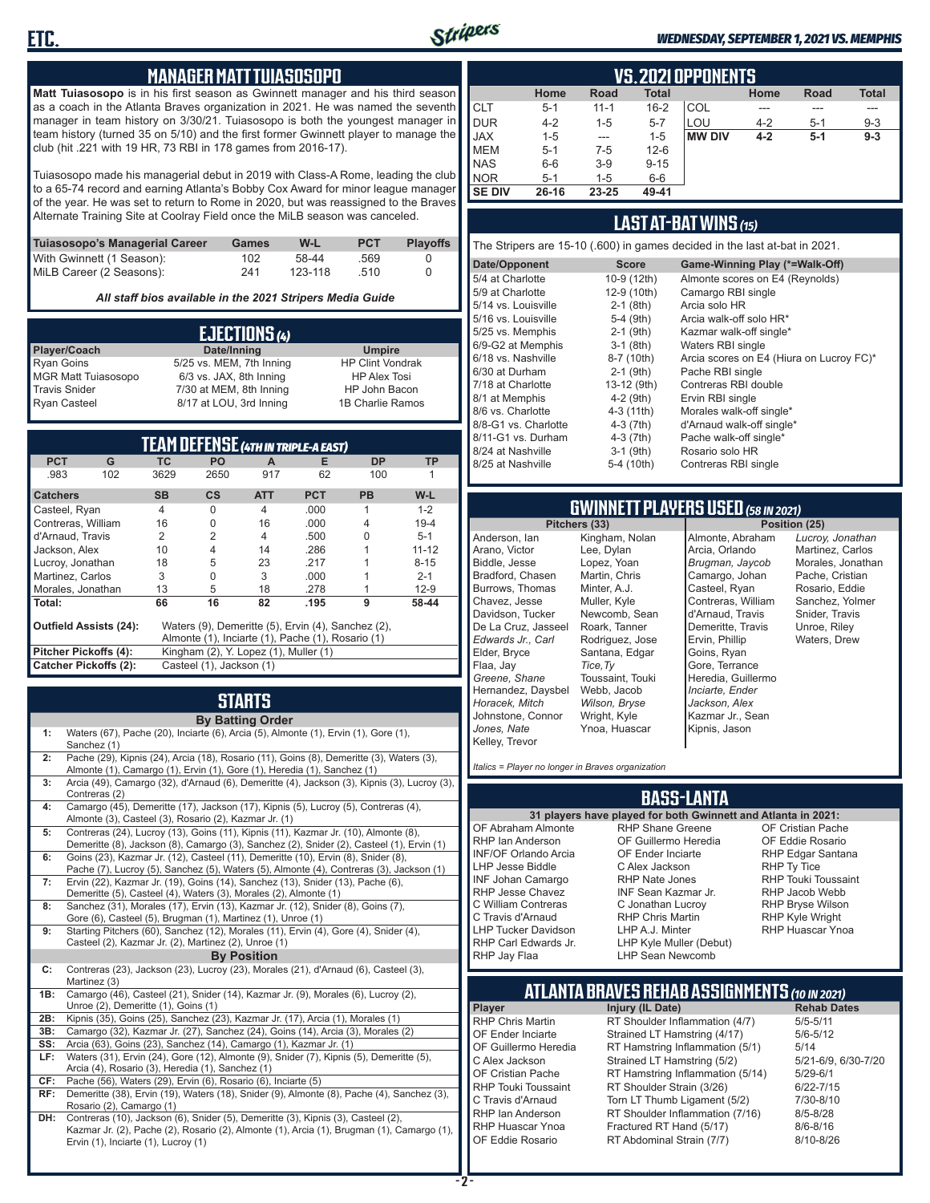## MANAGER MATT TUIASOSOPO

**Matt Tuiasosopo** is in his first season as Gwinnett manager and his third season as a coach in the Atlanta Braves organization in 2021. He was named the seventh manager in team history on 3/30/21. Tuiasosopo is both the youngest manager in team history (turned 35 on 5/10) and the first former Gwinnett player to manage the club (hit .221 with 19 HR, 73 RBI in 178 games from 2016-17).

Tuiasosopo made his managerial debut in 2019 with Class-A Rome, leading the club to a 65-74 record and earning Atlanta's Bobby Cox Award for minor league manager of the year. He was set to return to Rome in 2020, but was reassigned to the Braves Alternate Training Site at Coolray Field once the MiLB season was canceled.

| Tuiasosopo's Managerial Career | Games | W-L | PCT | Playoffs |
|---|---|---|---|---|
| With Gwinnett (1 Season): | 102 | 58-44 | .569 | 0 |
| MiLB Career (2 Seasons): | 241 | 123-118 | .510 | 0 |

*All staff bios available in the 2021 Stripers Media Guide*

## EJECTIONS (4)

| Player/Coach | Date/Inning | Umpire |
|---|---|---|
| Ryan Goins | 5/25 vs. MEM, 7th Inning | HP Clint Vondrak |
| MGR Matt Tuiasosopo | 6/3 vs. JAX, 8th Inning | HP Alex Tosi |
| Travis Snider | 7/30 at MEM, 8th Inning | HP John Bacon |
| Ryan Casteel | 8/17 at LOU, 3rd Inning | 1B Charlie Ramos |

## TEAM DEFENSE (4TH IN TRIPLE-A EAST)

| PCT | G | TC | PO | A | E | DP | TP |
|---|---|---|---|---|---|---|---|
| .983 | 102 | 3629 | 2650 | 917 | 62 | 100 | 1 |

| Catchers | SB | CS | ATT | PCT | PB | W-L |
|---|---|---|---|---|---|---|
| Casteel, Ryan | 4 | 0 | 4 | .000 | 1 | 1-2 |
| Contreras, William | 16 | 0 | 16 | .000 | 4 | 19-4 |
| d'Arnaud, Travis | 2 | 2 | 4 | .500 | 0 | 5-1 |
| Jackson, Alex | 10 | 4 | 14 | .286 | 1 | 11-12 |
| Lucroy, Jonathan | 18 | 5 | 23 | .217 | 1 | 8-15 |
| Martinez, Carlos | 3 | 0 | 3 | .000 | 1 | 2-1 |
| Morales, Jonathan | 13 | 5 | 18 | .278 | 1 | 12-9 |
| **Total:** | **66** | **16** | **82** | **.195** | **9** | **58-44** |

**Outfield Assists (24):** Waters (9), Demeritte (5), Ervin (4), Sanchez (2), Almonte (1), Inciarte (1), Pache (1), Rosario (1)

**Pitcher Pickoffs (4):** Kingham (2), Y. Lopez (1), Muller (1)

**Catcher Pickoffs (2):** Casteel (1), Jackson (1)

## STARTS

**By Batting Order**

| | |
|---|---|
| 1: | Waters (67), Pache (20), Inciarte (6), Arcia (5), Almonte (1), Ervin (1), Gore (1), Sanchez (1) |
| 2: | Pache (29), Kipnis (24), Arcia (18), Rosario (11), Goins (8), Demeritte (3), Waters (3), Almonte (1), Camargo (1), Ervin (1), Gore (1), Heredia (1), Sanchez (1) |
| 3: | Arcia (49), Camargo (32), d'Arnaud (6), Demeritte (4), Jackson (3), Kipnis (3), Lucroy (3), Contreras (2) |
| 4: | Camargo (45), Demeritte (17), Jackson (17), Kipnis (5), Lucroy (5), Contreras (4), Almonte (3), Casteel (3), Rosario (2), Kazmar Jr. (1) |
| 5: | Contreras (24), Lucroy (13), Goins (11), Kipnis (11), Kazmar Jr. (10), Almonte (8), Demeritte (8), Jackson (8), Camargo (3), Sanchez (2), Snider (2), Casteel (1), Ervin (1) |
| 6: | Goins (23), Kazmar Jr. (12), Casteel (11), Demeritte (10), Ervin (8), Snider (8), Pache (7), Lucroy (5), Sanchez (5), Waters (5), Almonte (4), Contreras (3), Jackson (1) |
| 7: | Ervin (22), Kazmar Jr. (19), Goins (14), Sanchez (13), Snider (13), Pache (6), Demeritte (5), Casteel (4), Waters (3), Morales (2), Almonte (1) |
| 8: | Sanchez (31), Morales (17), Ervin (13), Kazmar Jr. (12), Snider (8), Goins (7), Gore (6), Casteel (5), Brugman (1), Martinez (1), Unroe (1) |
| 9: | Starting Pitchers (60), Sanchez (12), Morales (11), Ervin (4), Gore (4), Snider (4), Casteel (2), Kazmar Jr. (2), Martinez (2), Unroe (1) |

**By Position**

| | |
|---|---|
| C: | Contreras (23), Jackson (23), Lucroy (23), Morales (21), d'Arnaud (6), Casteel (3), Martinez (3) |
| 1B: | Camargo (46), Casteel (21), Snider (14), Kazmar Jr. (9), Morales (6), Lucroy (2), Unroe (2), Demeritte (1), Goins (1) |
| 2B: | Kipnis (35), Goins (25), Sanchez (23), Kazmar Jr. (17), Arcia (1), Morales (1) |
| 3B: | Camargo (32), Kazmar Jr. (27), Sanchez (24), Goins (14), Arcia (3), Morales (2) |
| SS: | Arcia (63), Goins (23), Sanchez (14), Camargo (1), Kazmar Jr. (1) |
| LF: | Waters (31), Ervin (24), Gore (12), Almonte (9), Snider (7), Kipnis (5), Demeritte (5), Arcia (4), Rosario (3), Heredia (1), Sanchez (1) |
| CF: | Pache (56), Waters (29), Ervin (6), Rosario (6), Inciarte (5) |
| RF: | Demeritte (38), Ervin (19), Waters (18), Snider (9), Almonte (8), Pache (4), Sanchez (3), Rosario (2), Camargo (1) |
| DH: | Contreras (10), Jackson (6), Snider (5), Demeritte (3), Kipnis (3), Casteel (2), Kazmar Jr. (2), Pache (2), Rosario (2), Almonte (1), Arcia (1), Brugman (1), Camargo (1), Ervin (1), Inciarte (1), Lucroy (1) |

## VS. 2021 OPPONENTS

| | Home | Road | Total | | Home | Road | Total |
|---|---|---|---|---|---|---|---|
| CLT | 5-1 | 11-1 | 16-2 | COL | --- | --- | --- |
| DUR | 4-2 | 1-5 | 5-7 | LOU | 4-2 | 5-1 | 9-3 |
| JAX | 1-5 | --- | 1-5 | **MW DIV** | **4-2** | **5-1** | **9-3** |
| MEM | 5-1 | 7-5 | 12-6 | | | | |
| NAS | 6-6 | 3-9 | 9-15 | | | | |
| NOR | 5-1 | 1-5 | 6-6 | | | | |
| **SE DIV** | **26-16** | **23-25** | **49-41** | | | | |

## LAST AT-BAT WINS (15)

The Stripers are 15-10 (.600) in games decided in the last at-bat in 2021.

| Date/Opponent | Score | Game-Winning Play (*=Walk-Off) |
|---|---|---|
| 5/4 at Charlotte | 10-9 (12th) | Almonte scores on E4 (Reynolds) |
| 5/9 at Charlotte | 12-9 (10th) | Camargo RBI single |
| 5/14 vs. Louisville | 2-1 (8th) | Arcia solo HR |
| 5/16 vs. Louisville | 5-4 (9th) | Arcia walk-off solo HR* |
| 5/25 vs. Memphis | 2-1 (9th) | Kazmar walk-off single* |
| 6/9-G2 at Memphis | 3-1 (8th) | Waters RBI single |
| 6/18 vs. Nashville | 8-7 (10th) | Arcia scores on E4 (Hiura on Lucroy FC)* |
| 6/30 at Durham | 2-1 (9th) | Pache RBI single |
| 7/18 at Charlotte | 13-12 (9th) | Contreras RBI double |
| 8/1 at Memphis | 4-2 (9th) | Ervin RBI single |
| 8/6 vs. Charlotte | 4-3 (11th) | Morales walk-off single* |
| 8/8-G1 vs. Charlotte | 4-3 (7th) | d'Arnaud walk-off single* |
| 8/11-G1 vs. Durham | 4-3 (7th) | Pache walk-off single* |
| 8/24 at Nashville | 3-1 (9th) | Rosario solo HR |
| 8/25 at Nashville | 5-4 (10th) | Contreras RBI single |

## GWINNETT PLAYERS USED (58 IN 2021)

**Pitchers (33)**

Anderson, Ian
Arano, Victor
Biddle, Jesse
Bradford, Chasen
Burrows, Thomas
Chavez, Jesse
Davidson, Tucker
De La Cruz, Jasseel
*Edwards Jr., Carl*
Elder, Bryce
Flaa, Jay
*Greene, Shane*
Hernandez, Daysbel
*Horacek, Mitch*
Johnstone, Connor
*Jones, Nate*
Kelley, Trevor
Kingham, Nolan
Lee, Dylan
Lopez, Yoan
Martin, Chris
Minter, A.J.
Muller, Kyle
Newcomb, Sean
Roark, Tanner
Rodriguez, Jose
Santana, Edgar
*Tice,Ty*
Toussaint, Touki
Webb, Jacob
*Wilson, Bryse*
Wright, Kyle
Ynoa, Huascar

**Position (25)**

Almonte, Abraham
Arcia, Orlando
*Brugman, Jaycob*
Camargo, Johan
Casteel, Ryan
Contreras, William
d'Arnaud, Travis
Demeritte, Travis
Ervin, Phillip
Goins, Ryan
Gore, Terrance
Heredia, Guillermo
*Inciarte, Ender*
*Jackson, Alex*
Kazmar Jr., Sean
Kipnis, Jason
*Lucroy, Jonathan*
Martinez, Carlos
Morales, Jonathan
Pache, Cristian
Rosario, Eddie
Sanchez, Yolmer
Snider, Travis
Unroe, Riley
Waters, Drew

*Italics = Player no longer in Braves organization*

## BASS-LANTA

**31 players have played for both Gwinnett and Atlanta in 2021:**

OF Abraham Almonte
RHP Ian Anderson
INF/OF Orlando Arcia
LHP Jesse Biddle
INF Johan Camargo
RHP Jesse Chavez
C William Contreras
C Travis d'Arnaud
LHP Tucker Davidson
RHP Carl Edwards Jr.
RHP Jay Flaa
RHP Shane Greene
OF Guillermo Heredia
OF Ender Inciarte
C Alex Jackson
RHP Nate Jones
INF Sean Kazmar Jr.
C Jonathan Lucroy
RHP Chris Martin
LHP A.J. Minter
LHP Kyle Muller (Debut)
LHP Sean Newcomb
OF Cristian Pache
OF Eddie Rosario
RHP Edgar Santana
RHP Ty Tice
RHP Touki Toussaint
RHP Jacob Webb
RHP Bryse Wilson
RHP Kyle Wright
RHP Huascar Ynoa

## ATLANTA BRAVES REHAB ASSIGNMENTS (10 IN 2021)

| Player | Injury (IL Date) | Rehab Dates |
|---|---|---|
| RHP Chris Martin | RT Shoulder Inflammation (4/7) | 5/5-5/11 |
| OF Ender Inciarte | Strained LT Hamstring (4/17) | 5/6-5/12 |
| OF Guillermo Heredia | RT Hamstring Inflammation (5/1) | 5/14 |
| C Alex Jackson | Strained LT Hamstring (5/2) | 5/21-6/9, 6/30-7/20 |
| OF Cristian Pache | RT Hamstring Inflammation (5/14) | 5/29-6/1 |
| RHP Touki Toussaint | RT Shoulder Strain (3/26) | 6/22-7/15 |
| C Travis d'Arnaud | Torn LT Thumb Ligament (5/2) | 7/30-8/10 |
| RHP Ian Anderson | RT Shoulder Inflammation (7/16) | 8/5-8/28 |
| RHP Huascar Ynoa | Fractured RT Hand (5/17) | 8/6-8/16 |
| OF Eddie Rosario | RT Abdominal Strain (7/7) | 8/10-8/26 |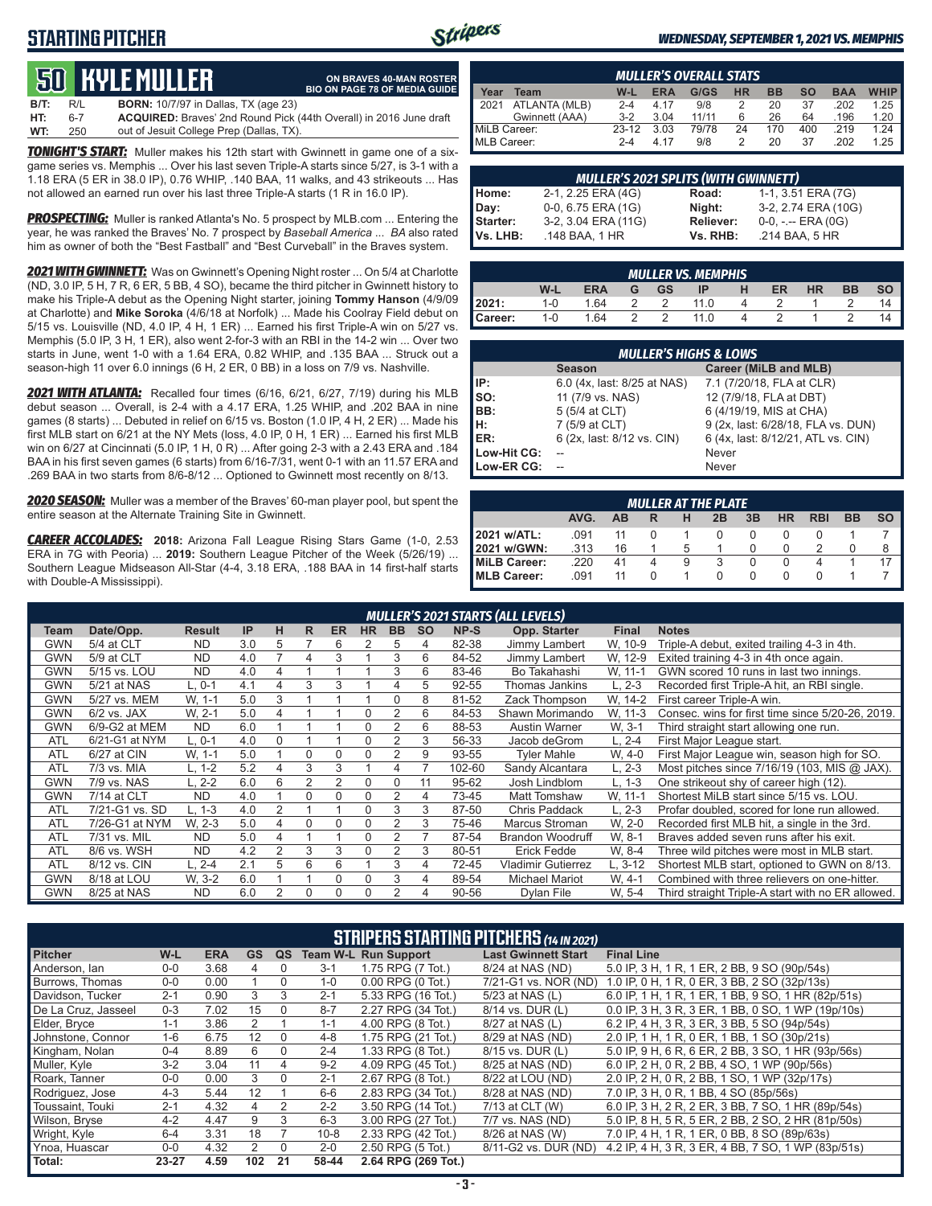# STARTING PITCHER

*WEDNESDAY, SEPTEMBER 1, 2021 VS. MEMPHIS*

## 50 KYLE MULLER

**ON BRAVES 40-MAN ROSTER**
**BIO ON PAGE 78 OF MEDIA GUIDE**

**B/T:** R/L **BORN:** 10/7/97 in Dallas, TX (age 23)
**HT:** 6-7 **ACQUIRED:** Braves' 2nd Round Pick (44th Overall) in 2016 June draft
**WT:** 250 out of Jesuit College Prep (Dallas, TX).

***TONIGHT'S START:*** Muller makes his 12th start with Gwinnett in game one of a six-game series vs. Memphis ... Over his last seven Triple-A starts since 5/27, is 3-1 with a 1.18 ERA (5 ER in 38.0 IP), 0.76 WHIP, .140 BAA, 11 walks, and 43 strikeouts ... Has not allowed an earned run over his last three Triple-A starts (1 R in 16.0 IP).

***PROSPECTING:*** Muller is ranked Atlanta's No. 5 prospect by MLB.com ... Entering the year, he was ranked the Braves' No. 7 prospect by *Baseball America* ... *BA* also rated him as owner of both the "Best Fastball" and "Best Curveball" in the Braves system.

***2021 WITH GWINNETT:*** Was on Gwinnett's Opening Night roster ... On 5/4 at Charlotte (ND, 3.0 IP, 5 H, 7 R, 6 ER, 5 BB, 4 SO), became the third pitcher in Gwinnett history to make his Triple-A debut as the Opening Night starter, joining **Tommy Hanson** (4/9/09 at Charlotte) and **Mike Soroka** (4/6/18 at Norfolk) ... Made his Coolray Field debut on 5/15 vs. Louisville (ND, 4.0 IP, 4 H, 1 ER) ... Earned his first Triple-A win on 5/27 vs. Memphis (5.0 IP, 3 H, 1 ER), also went 2-for-3 with an RBI in the 14-2 win ... Over two starts in June, went 1-0 with a 1.64 ERA, 0.82 WHIP, and .135 BAA ... Struck out a season-high 11 over 6.0 innings (6 H, 2 ER, 0 BB) in a loss on 7/9 vs. Nashville.

***2021 WITH ATLANTA:*** Recalled four times (6/16, 6/21, 6/27, 7/19) during his MLB debut season ... Overall, is 2-4 with a 4.17 ERA, 1.25 WHIP, and .202 BAA in nine games (8 starts) ... Debuted in relief on 6/15 vs. Boston (1.0 IP, 4 H, 2 ER) ... Made his first MLB start on 6/21 at the NY Mets (loss, 4.0 IP, 0 H, 1 ER) ... Earned his first MLB win on 6/27 at Cincinnati (5.0 IP, 1 H, 0 R) ... After going 2-3 with a 2.43 ERA and .184 BAA in his first seven games (6 starts) from 6/16-7/31, went 0-1 with an 11.57 ERA and .269 BAA in two starts from 8/6-8/12 ... Optioned to Gwinnett most recently on 8/13.

***2020 SEASON:*** Muller was a member of the Braves' 60-man player pool, but spent the entire season at the Alternate Training Site in Gwinnett.

***CAREER ACCOLADES:*** **2018:** Arizona Fall League Rising Stars Game (1-0, 2.53 ERA in 7G with Peoria) ... **2019:** Southern League Pitcher of the Week (5/26/19) ... Southern League Midseason All-Star (4-4, 3.18 ERA, .188 BAA in 14 first-half starts with Double-A Mississippi).

### MULLER'S OVERALL STATS

| Year | Team | W-L | ERA | G/GS | HR | BB | SO | BAA | WHIP |
|---|---|---|---|---|---|---|---|---|---|
| 2021 | ATLANTA (MLB) | 2-4 | 4.17 | 9/8 | 2 | 20 | 37 | .202 | 1.25 |
| | Gwinnett (AAA) | 3-2 | 3.04 | 11/11 | 6 | 26 | 64 | .196 | 1.20 |
| MiLB Career: | | 23-12 | 3.03 | 79/78 | 24 | 170 | 400 | .219 | 1.24 |
| MLB Career: | | 2-4 | 4.17 | 9/8 | 2 | 20 | 37 | .202 | 1.25 |

### MULLER'S 2021 SPLITS (WITH GWINNETT)

| | | | |
|---|---|---|---|
| Home: | 2-1, 2.25 ERA (4G) | Road: | 1-1, 3.51 ERA (7G) |
| Day: | 0-0, 6.75 ERA (1G) | Night: | 3-2, 2.74 ERA (10G) |
| Starter: | 3-2, 3.04 ERA (11G) | Reliever: | 0-0, -.-- ERA (0G) |
| Vs. LHB: | .148 BAA, 1 HR | Vs. RHB: | .214 BAA, 5 HR |

### MULLER VS. MEMPHIS

| | W-L | ERA | G | GS | IP | H | ER | HR | BB | SO |
|---|---|---|---|---|---|---|---|---|---|---|
| 2021: | 1-0 | 1.64 | 2 | 2 | 11.0 | 4 | 2 | 1 | 2 | 14 |
| Career: | 1-0 | 1.64 | 2 | 2 | 11.0 | 4 | 2 | 1 | 2 | 14 |

### MULLER'S HIGHS & LOWS

| | Season | Career (MiLB and MLB) |
|---|---|---|
| IP: | 6.0 (4x, last: 8/25 at NAS) | 7.1 (7/20/18, FLA at CLR) |
| SO: | 11 (7/9 vs. NAS) | 12 (7/9/18, FLA at DBT) |
| BB: | 5 (5/4 at CLT) | 6 (4/19/19, MIS at CHA) |
| H: | 7 (5/9 at CLT) | 9 (2x, last: 6/28/18, FLA vs. DUN) |
| ER: | 6 (2x, last: 8/12 vs. CIN) | 6 (4x, last: 8/12/21, ATL vs. CIN) |
| Low-Hit CG: | -- | Never |
| Low-ER CG: | -- | Never |

### MULLER AT THE PLATE

| | AVG. | AB | R | H | 2B | 3B | HR | RBI | BB | SO |
|---|---|---|---|---|---|---|---|---|---|---|
| 2021 w/ATL: | .091 | 11 | 0 | 1 | 0 | 0 | 0 | 0 | 1 | 7 |
| 2021 w/GWN: | .313 | 16 | 1 | 5 | 1 | 0 | 0 | 2 | 0 | 8 |
| MiLB Career: | .220 | 41 | 4 | 9 | 3 | 0 | 0 | 4 | 1 | 17 |
| MLB Career: | .091 | 11 | 0 | 1 | 0 | 0 | 0 | 0 | 1 | 7 |

### MULLER'S 2021 STARTS (ALL LEVELS)

| Team | Date/Opp. | Result | IP | H | R | ER | HR | BB | SO | NP-S | Opp. Starter | Final | Notes |
|---|---|---|---|---|---|---|---|---|---|---|---|---|---|
| GWN | 5/4 at CLT | ND | 3.0 | 5 | 7 | 6 | 2 | 5 | 4 | 82-38 | Jimmy Lambert | W, 10-9 | Triple-A debut, exited trailing 4-3 in 4th. |
| GWN | 5/9 at CLT | ND | 4.0 | 7 | 4 | 3 | 1 | 3 | 6 | 84-52 | Jimmy Lambert | W, 12-9 | Exited training 4-3 in 4th once again. |
| GWN | 5/15 vs. LOU | ND | 4.0 | 4 | 1 | 1 | 1 | 3 | 6 | 83-46 | Bo Takahashi | W, 11-1 | GWN scored 10 runs in last two innings. |
| GWN | 5/21 at NAS | L, 0-1 | 4.1 | 4 | 3 | 3 | 1 | 4 | 5 | 92-55 | Thomas Jankins | L, 2-3 | Recorded first Triple-A hit, an RBI single. |
| GWN | 5/27 vs. MEM | W, 1-1 | 5.0 | 3 | 1 | 1 | 1 | 0 | 8 | 81-52 | Zack Thompson | W, 14-2 | First career Triple-A win. |
| GWN | 6/2 vs. JAX | W, 2-1 | 5.0 | 4 | 1 | 1 | 0 | 2 | 6 | 84-53 | Shawn Morimando | W, 11-3 | Consec. wins for first time since 5/20-26, 2019. |
| GWN | 6/9-G2 at MEM | ND | 6.0 | 1 | 1 | 1 | 0 | 2 | 6 | 88-53 | Austin Warner | W, 3-1 | Third straight start allowing one run. |
| ATL | 6/21-G1 at NYM | L, 0-1 | 4.0 | 0 | 1 | 1 | 0 | 2 | 3 | 56-33 | Jacob deGrom | L, 2-4 | First Major League start. |
| ATL | 6/27 at CIN | W, 1-1 | 5.0 | 1 | 0 | 0 | 0 | 2 | 9 | 93-55 | Tyler Mahle | W, 4-0 | First Major League win, season high for SO. |
| ATL | 7/3 vs. MIA | L, 1-2 | 5.2 | 4 | 3 | 3 | 1 | 4 | 7 | 102-60 | Sandy Alcantara | L, 2-3 | Most pitches since 7/16/19 (103, MIS @ JAX). |
| GWN | 7/9 vs. NAS | L, 2-2 | 6.0 | 6 | 2 | 2 | 0 | 0 | 11 | 95-62 | Josh Lindblom | L, 1-3 | One strikeout shy of career high (12). |
| GWN | 7/14 at CLT | ND | 4.0 | 1 | 0 | 0 | 0 | 2 | 4 | 73-45 | Matt Tomshaw | W, 11-1 | Shortest MiLB start since 5/15 vs. LOU. |
| ATL | 7/21-G1 vs. SD | L, 1-3 | 4.0 | 2 | 1 | 1 | 0 | 3 | 3 | 87-50 | Chris Paddack | L, 2-3 | Profar doubled, scored for lone run allowed. |
| ATL | 7/26-G1 at NYM | W, 2-3 | 5.0 | 4 | 0 | 0 | 0 | 2 | 3 | 75-46 | Marcus Stroman | W, 2-0 | Recorded first MLB hit, a single in the 3rd. |
| ATL | 7/31 vs. MIL | ND | 5.0 | 4 | 1 | 1 | 0 | 2 | 7 | 87-54 | Brandon Woodruff | W, 8-1 | Braves added seven runs after his exit. |
| ATL | 8/6 vs. WSH | ND | 4.2 | 2 | 3 | 3 | 0 | 2 | 3 | 80-51 | Erick Fedde | W, 8-4 | Three wild pitches were most in MLB start. |
| ATL | 8/12 vs. CIN | L, 2-4 | 2.1 | 5 | 6 | 6 | 1 | 3 | 4 | 72-45 | Vladimir Gutierrez | L, 3-12 | Shortest MLB start, optioned to GWN on 8/13. |
| GWN | 8/18 at LOU | W, 3-2 | 6.0 | 1 | 1 | 0 | 0 | 3 | 4 | 89-54 | Michael Mariot | W, 4-1 | Combined with three relievers on one-hitter. |
| GWN | 8/25 at NAS | ND | 6.0 | 2 | 0 | 0 | 0 | 2 | 4 | 90-56 | Dylan File | W, 5-4 | Third straight Triple-A start with no ER allowed. |

### STRIPERS STARTING PITCHERS (14 IN 2021)

| Pitcher | W-L | ERA | GS | QS | Team W-L | Run Support | Last Gwinnett Start | Final Line |
|---|---|---|---|---|---|---|---|---|
| Anderson, Ian | 0-0 | 3.68 | 4 | 0 | 3-1 | 1.75 RPG (7 Tot.) | 8/24 at NAS (ND) | 5.0 IP, 3 H, 1 R, 1 ER, 2 BB, 9 SO (90p/54s) |
| Burrows, Thomas | 0-0 | 0.00 | 1 | 0 | 1-0 | 0.00 RPG (0 Tot.) | 7/21-G1 vs. NOR (ND) | 1.0 IP, 0 H, 1 R, 0 ER, 3 BB, 2 SO (32p/13s) |
| Davidson, Tucker | 2-1 | 0.90 | 3 | 3 | 2-1 | 5.33 RPG (16 Tot.) | 5/23 at NAS (L) | 6.0 IP, 1 H, 1 R, 1 ER, 1 BB, 9 SO, 1 HR (82p/51s) |
| De La Cruz, Jasseel | 0-3 | 7.02 | 15 | 0 | 8-7 | 2.27 RPG (34 Tot.) | 8/14 vs. DUR (L) | 0.0 IP, 3 H, 3 R, 3 ER, 1 BB, 0 SO, 1 WP (19p/10s) |
| Elder, Bryce | 1-1 | 3.86 | 2 | 1 | 1-1 | 4.00 RPG (8 Tot.) | 8/27 at NAS (L) | 6.2 IP, 4 H, 3 R, 3 ER, 3 BB, 5 SO (94p/54s) |
| Johnstone, Connor | 1-6 | 6.75 | 12 | 0 | 4-8 | 1.75 RPG (21 Tot.) | 8/29 at NAS (ND) | 2.0 IP, 1 H, 1 R, 0 ER, 1 BB, 1 SO (30p/21s) |
| Kingham, Nolan | 0-4 | 8.89 | 6 | 0 | 2-4 | 1.33 RPG (8 Tot.) | 8/15 vs. DUR (L) | 5.0 IP, 9 H, 6 R, 6 ER, 2 BB, 3 SO, 1 HR (93p/56s) |
| Muller, Kyle | 3-2 | 3.04 | 11 | 4 | 9-2 | 4.09 RPG (45 Tot.) | 8/25 at NAS (ND) | 6.0 IP, 2 H, 0 R, 2 BB, 4 SO, 1 WP (90p/56s) |
| Roark, Tanner | 0-0 | 0.00 | 3 | 0 | 2-1 | 2.67 RPG (8 Tot.) | 8/22 at LOU (ND) | 2.0 IP, 2 H, 0 R, 2 BB, 1 SO, 1 WP (32p/17s) |
| Rodriguez, Jose | 4-3 | 5.44 | 12 | 1 | 6-6 | 2.83 RPG (34 Tot.) | 8/28 at NAS (ND) | 7.0 IP, 3 H, 0 R, 1 BB, 4 SO (85p/56s) |
| Toussaint, Touki | 2-1 | 4.32 | 4 | 2 | 2-2 | 3.50 RPG (14 Tot.) | 7/13 at CLT (W) | 6.0 IP, 3 H, 2 R, 2 ER, 3 BB, 7 SO, 1 HR (89p/54s) |
| Wilson, Bryse | 4-2 | 4.47 | 9 | 3 | 6-3 | 3.00 RPG (27 Tot.) | 7/7 vs. NAS (ND) | 5.0 IP, 8 H, 5 R, 5 ER, 2 BB, 2 SO, 2 HR (81p/50s) |
| Wright, Kyle | 6-4 | 3.31 | 18 | 7 | 10-8 | 2.33 RPG (42 Tot.) | 8/26 at NAS (W) | 7.0 IP, 4 H, 1 R, 1 ER, 0 BB, 8 SO (89p/63s) |
| Ynoa, Huascar | 0-0 | 4.32 | 2 | 0 | 2-0 | 2.50 RPG (5 Tot.) | 8/11-G2 vs. DUR (ND) | 4.2 IP, 4 H, 3 R, 3 ER, 4 BB, 7 SO, 1 WP (83p/51s) |
| Total: | 23-27 | 4.59 | 102 | 21 | 58-44 | 2.64 RPG (269 Tot.) | | |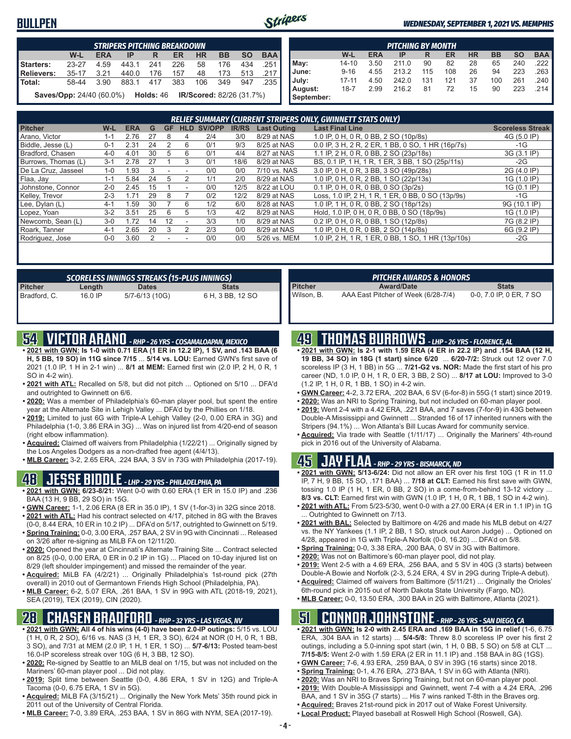# BULLPEN

*WEDNESDAY, SEPTEMBER 1, 2021 VS. MEMPHIS*

| STRIPERS PITCHING BREAKDOWN | | | | | | | | | |
|---|---|---|---|---|---|---|---|---|---|
| | W-L | ERA | IP | R | ER | HR | BB | SO | BAA |
| Starters: | 23-27 | 4.59 | 443.1 | 241 | 226 | 58 | 176 | 434 | .251 |
| Relievers: | 35-17 | 3.21 | 440.0 | 176 | 157 | 48 | 173 | 513 | .217 |
| Total: | 58-44 | 3.90 | 883.1 | 417 | 383 | 106 | 349 | 947 | .235 |

**Saves/Opp:** 24/40 (60.0%) **Holds:** 46 **IR/Scored:** 82/26 (31.7%)

| PITCHING BY MONTH | | | | | | | | | |
|---|---|---|---|---|---|---|---|---|---|
| | W-L | ERA | IP | R | ER | HR | BB | SO | BAA |
| May: | 14-10 | 3.50 | 211.0 | 90 | 82 | 28 | 65 | 240 | .222 |
| June: | 9-16 | 4.55 | 213.2 | 115 | 108 | 26 | 94 | 223 | .263 |
| July: | 17-11 | 4.50 | 242.0 | 131 | 121 | 37 | 100 | 261 | .240 |
| August: | 18-7 | 2.99 | 216.2 | 81 | 72 | 15 | 90 | 223 | .214 |
| September: | | | | | | | | | |

**RELIEF SUMMARY (CURRENT STRIPERS ONLY, GWINNETT STATS ONLY)**

| Pitcher | W-L | ERA | G | GF | HLD | SV/OPP | IR/RS | Last Outing | Last Final Line | Scoreless Streak |
|---|---|---|---|---|---|---|---|---|---|---|
| Arano, Victor | 1-1 | 2.76 | 27 | 8 | 4 | 2/4 | 3/0 | 8/29 at NAS | 1.0 IP, 0 H, 0 R, 0 BB, 2 SO (10p/8s) | 4G (5.0 IP) |
| Biddle, Jesse (L) | 0-1 | 2.31 | 24 | 2 | 6 | 0/1 | 9/3 | 8/25 at NAS | 0.0 IP, 3 H, 2 R, 2 ER, 1 BB, 0 SO, 1 HR (16p/7s) | -1G |
| Bradford, Chasen | 4-0 | 4.01 | 30 | 5 | 6 | 0/1 | 4/4 | 8/27 at NAS | 1.1 IP, 2 H, 0 R, 0 BB, 2 SO (23p/18s) | 3G (3.1 IP) |
| Burrows, Thomas (L) | 3-1 | 2.78 | 27 | 1 | 3 | 0/1 | 18/6 | 8/29 at NAS | BS, 0.1 IP, 1 H, 1 R, 1 ER, 3 BB, 1 SO (25p/11s) | -2G |
| De La Cruz, Jasseel | 1-0 | 1.93 | 3 | - | - | 0/0 | 0/0 | 7/10 vs. NAS | 3.0 IP, 0 H, 0 R, 3 BB, 3 SO (49p/28s) | 2G (4.0 IP) |
| Flaa, Jay | 1-1 | 5.84 | 24 | 5 | 2 | 1/1 | 2/0 | 8/29 at NAS | 1.0 IP, 0 H, 0 R, 2 BB, 1 SO (22p/13s) | 1G (1.0 IP) |
| Johnstone, Connor | 2-0 | 2.45 | 15 | 1 | - | 0/0 | 12/5 | 8/22 at LOU | 0.1 IP, 0 H, 0 R, 0 BB, 0 SO (3p/2s) | 1G (0.1 IP) |
| Kelley, Trevor | 2-3 | 1.71 | 29 | 8 | 7 | 0/2 | 12/2 | 8/29 at NAS | Loss, 1.0 IP, 2 H, 1 R, 1 ER, 0 BB, 0 SO (13p/9s) | -1G |
| Lee, Dylan (L) | 4-1 | 1.59 | 30 | 7 | 6 | 1/2 | 6/0 | 8/28 at NAS | 1.0 IP, 1 H, 0 R, 0 BB, 2 SO (18p/12s) | 9G (10.1 IP) |
| Lopez, Yoan | 3-2 | 3.51 | 25 | 6 | 5 | 1/3 | 4/2 | 8/29 at NAS | Hold, 1.0 IP, 0 H, 0 R, 0 BB, 0 SO (18p/9s) | 1G (1.0 IP) |
| Newcomb, Sean (L) | 3-0 | 1.72 | 14 | 12 | - | 3/3 | 1/0 | 8/29 at NAS | 0.2 IP, 0 H, 0 R, 0 BB, 1 SO (12p/8s) | 7G (8.2 IP) |
| Roark, Tanner | 4-1 | 2.65 | 20 | 3 | 2 | 2/3 | 0/0 | 8/29 at NAS | 1.0 IP, 0 H, 0 R, 0 BB, 2 SO (14p/8s) | 6G (9.2 IP) |
| Rodriguez, Jose | 0-0 | 3.60 | 2 | - | - | 0/0 | 0/0 | 5/26 vs. MEM | 1.0 IP, 2 H, 1 R, 1 ER, 0 BB, 1 SO, 1 HR (13p/10s) | -2G |

**SCORELESS INNINGS STREAKS (15-PLUS INNINGS)**

| Pitcher | Length | Dates | Stats |
|---|---|---|---|
| Bradford, C. | 16.0 IP | 5/7-6/13 (10G) | 6 H, 3 BB, 12 SO |

**PITCHER AWARDS & HONORS**

| Pitcher | Award/Date | Stats |
|---|---|---|
| Wilson, B. | AAA East Pitcher of the Week (6/28-7/4) | 0-0, 7.0 IP, 0 ER, 7 SO |

## 54 VICTOR ARANO - RHP - 26 YRS - COSAMALOAPAN, MEXICO

- **2021 with GWN: Is 1-0 with 0.71 ERA (1 ER in 12.2 IP) and .143 BAA (6 H, 5 BB, 19 SO) in 11G since 7/15** ... **5/14 vs. LOU:** Earned GWN's first save of 2021 (1.0 IP, 1 H in 2-1 win) ... **8/1 at MEM:** Earned first win (2.0 IP, 2 H, 0 R, 1 SO in 4-2 win).
- **2021 with ATL:** Recalled on 5/8, but did not pitch ... Optioned on 5/10 ... DFA'd and outrighted to Gwinnett on 6/6.
- **2020:** Was a member of Philadelphia's 60-man player pool, but spent the entire year at the Alternate Site in Lehigh Valley ... DFA'd by the Phillies on 1/18.
- **2019:** Limited to just 6G with Triple-A Lehigh Valley (2-0, 0.00 ERA in 3G) and Philadelphia (1-0, 3.86 ERA in 3G) ... Was on injured list from 4/20-end of season (right elbow inflammation).
- **Acquired:** Claimed off waivers from Philadelphia (1/22/21) ... Originally signed by the Los Angeles Dodgers as a non-drafted free agent (4/4/13).
- **MLB Career:** 3-2, 2.65 ERA, .224 BAA, 3 SV in 73G with Philadelphia (2017-19).

## 48 JESSE BIDDLE - LHP - 29 YRS - PHILADELPHIA, PA

- **2021 with GWN: 6/23-8/21:** Went 0-0 with 0.60 ERA (1 ER in 15.0 IP) and .236 BAA (13 H, 9 BB, 29 SO) in 15G.
- **GWN Career:** 1-1, 2.06 ERA (8 ER in 35.0 IP), 1 SV (1-for-3) in 32G since 2018.
- **2021 with ATL:** Had his contract selected on 4/17, pitched in 8G with the Braves (0-0, 8.44 ERA, 10 ER in 10.2 IP) ... DFA'd on 5/17, outrighted to Gwinnett on 5/19.
- **Spring Training:** 0-0, 3.00 ERA, .257 BAA, 2 SV in 9G with Cincinnati ... Released on 3/26 after re-signing as MiLB FA on 12/11/20.
- **2020:** Opened the year at Cincinnati's Alternate Training Site ... Contract selected on 8/25 (0-0, 0.00 ERA, 0 ER in 0.2 IP in 1G) ... Placed on 10-day injured list on 8/29 (left shoulder impingement) and missed the remainder of the year.
- **Acquired:** MiLB FA (4/2/21) ... Originally Philadelphia's 1st-round pick (27th overall) in 2010 out of Germantown Friends High School (Philadelphia, PA).
- **MLB Career:** 6-2, 5.07 ERA, .261 BAA, 1 SV in 99G with ATL (2018-19, 2021), SEA (2019), TEX (2019), CIN (2020).

## 28 CHASEN BRADFORD - RHP - 32 YRS - LAS VEGAS, NV

- **2021 with GWN: All 4 of his wins (4-0) have been 2.0-IP outings:** 5/15 vs. LOU (1 H, 0 R, 2 SO), 6/16 vs. NAS (3 H, 1 ER, 3 SO), 6/24 at NOR (0 H, 0 R, 1 BB, 3 SO), and 7/31 at MEM (2.0 IP, 1 H, 1 ER, 1 SO) ... **5/7-6/13:** Posted team-best 16.0-IP scoreless streak over 10G (6 H, 3 BB, 12 SO).
- **2020:** Re-signed by Seattle to an MiLB deal on 1/15, but was not included on the Mariners' 60-man player pool ... Did not play.
- **2019:** Split time between Seattle (0-0, 4.86 ERA, 1 SV in 12G) and Triple-A Tacoma (0-0, 6.75 ERA, 1 SV in 5G).
- **Acquired:** MiLB FA (3/15/21) ... Originally the New York Mets' 35th round pick in 2011 out of the University of Central Florida.
- **MLB Career:** 7-0, 3.89 ERA, .253 BAA, 1 SV in 86G with NYM, SEA (2017-19).

## 49 THOMAS BURROWS - LHP - 26 YRS - FLORENCE, AL

- **2021 with GWN: Is 2-1 with 1.59 ERA (4 ER in 22.2 IP) and .154 BAA (12 H, 19 BB, 34 SO) in 18G (1 start) since 6/20** ... **6/20-7/2:** Struck out 12 over 7.0 scoreless IP (3 H, 1 BB) in 5G ... **7/21-G2 vs. NOR:** Made the first start of his pro career (ND, 1.0 IP, 0 H, 1 R, 0 ER, 3 BB, 2 SO) ... **8/17 at LOU:** Improved to 3-0 (1.2 IP, 1 H, 0 R, 1 BB, 1 SO) in 4-2 win.
- **GWN Career:** 4-2, 3.72 ERA, .202 BAA, 6 SV (6-for-8) in 55G (1 start) since 2019.
- **2020:** Was an NRI to Spring Training, but not included on 60-man player pool.
- **2019:** Went 2-4 with a 4.42 ERA, .221 BAA, and 7 saves (7-for-9) in 43G between Double-A Mississippi and Gwinnett ... Stranded 16 of 17 inherited runners with the Stripers (94.1%) ... Won Atlanta's Bill Lucas Award for community service.
- **Acquired:** Via trade with Seattle (1/11/17) ... Originally the Mariners' 4th-round pick in 2016 out of the University of Alabama.

## 45 JAY FLAA - RHP - 29 YRS - BISMARCK, ND

- **2021 with GWN: 5/13-6/24:** Did not allow an ER over his first 10G (1 R in 11.0 IP, 7 H, 9 BB, 15 SO, .171 BAA) ... **7/18 at CLT:** Earned his first save with GWN, tossing 1.0 IP (1 H, 1 ER, 0 BB, 2 SO) in a come-from-behind 13-12 victory ... **8/3 vs. CLT:** Earned first win with GWN (1.0 IP, 1 H, 1 R, 1 BB, 1 SO in 4-2 win).
- **2021 with ATL:** From 5/23-5/30, went 0-0 with a 27.00 ERA (4 ER in 1.1 IP) in 1G ... Outrighted to Gwinnett on 7/13.
- **2021 with BAL:** Selected by Baltimore on 4/26 and made his MLB debut on 4/27 vs. the NY Yankees (1.1 IP, 2 BB, 1 SO, struck out Aaron Judge) ... Optioned on 4/28, appeared in 1G with Triple-A Norfolk (0-0, 16.20) ... DFA'd on 5/8.
- **Spring Training:** 0-0, 3.38 ERA, .200 BAA, 0 SV in 3G with Baltimore.
- **2020:** Was not on Baltimore's 60-man player pool, did not play.
- **2019:** Went 2-5 with a 4.69 ERA, .256 BAA, and 5 SV in 40G (3 starts) between Double-A Bowie and Norfolk (2-3, 5.24 ERA, 4 SV in 29G during Triple-A debut).
- **Acquired:** Claimed off waivers from Baltimore (5/11/21) ... Originally the Orioles' 6th-round pick in 2015 out of North Dakota State University (Fargo, ND).
- **MLB Career:** 0-0, 13.50 ERA, .300 BAA in 2G with Baltimore, Atlanta (2021).

## 51 CONNOR JOHNSTONE - RHP - 26 YRS - SAN DIEGO, CA

- **2021 with GWN: Is 2-0 with 2.45 ERA and .169 BAA in 15G in relief** (1-6, 6.75 ERA, .304 BAA in 12 starts) ... **5/4-5/8:** Threw 8.0 scoreless IP over his first 2 outings, including a 5.0-inning spot start (win, 1 H, 0 BB, 5 SO) on 5/8 at CLT ... **7/15-8/5:** Went 2-0 with 1.59 ERA (2 ER in 11.1 IP) and .158 BAA in 8G (1GS).
- **GWN Career:** 7-6, 4.93 ERA, .259 BAA, 0 SV in 39G (16 starts) since 2018.
- **Spring Training:** 0-1, 4.76 ERA, .273 BAA, 1 SV in 6G with Atlanta (NRI).
- **2020:** Was an NRI to Braves Spring Training, but not on 60-man player pool.
- **2019:** With Double-A Mississippi and Gwinnett, went 7-4 with a 4.24 ERA, .296 BAA, and 1 SV in 35G (7 starts) ... His 7 wins ranked T-8th in the Braves org.
- **Acquired:** Braves 21st-round pick in 2017 out of Wake Forest University.
- **Local Product:** Played baseball at Roswell High School (Roswell, GA).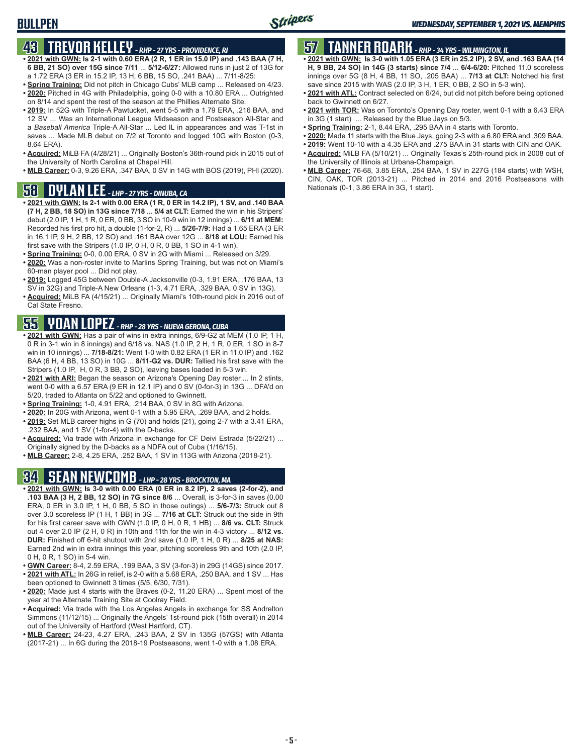## BULLPEN

## 43 TREVOR KELLEY - RHP - 27 YRS - PROVIDENCE, RI

- **2021 with GWN: Is 2-1 with 0.60 ERA (2 R, 1 ER in 15.0 IP) and .143 BAA (7 H, 6 BB, 21 SO) over 15G since 7/11** ... **5/12-6/27:** Allowed runs in just 2 of 13G for a 1.72 ERA (3 ER in 15.2 IP, 13 H, 6 BB, 15 SO, .241 BAA) ... 7/11-8/25:
- **Spring Training:** Did not pitch in Chicago Cubs' MLB camp ... Released on 4/23.
- **2020:** Pitched in 4G with Philadelphia, going 0-0 with a 10.80 ERA ... Outrighted on 8/14 and spent the rest of the season at the Phillies Alternate Site.
- **2019:** In 52G with Triple-A Pawtucket, went 5-5 with a 1.79 ERA, .216 BAA, and 12 SV ... Was an International League Midseason and Postseason All-Star and a *Baseball America* Triple-A All-Star ... Led IL in appearances and was T-1st in saves ... Made MLB debut on 7/2 at Toronto and logged 10G with Boston (0-3, 8.64 ERA).
- **Acquired:** MiLB FA (4/28/21) ... Originally Boston's 36th-round pick in 2015 out of the University of North Carolina at Chapel Hill.
- **MLB Career:** 0-3, 9.26 ERA, .347 BAA, 0 SV in 14G with BOS (2019), PHI (2020).

## 58 DYLAN LEE - LHP - 27 YRS - DINUBA, CA

- **2021 with GWN: Is 2-1 with 0.00 ERA (1 R, 0 ER in 14.2 IP), 1 SV, and .140 BAA (7 H, 2 BB, 18 SO) in 13G since 7/18** ... **5/4 at CLT:** Earned the win in his Stripers' debut (2.0 IP, 1 H, 1 R, 0 ER, 0 BB, 3 SO in 10-9 win in 12 innings) ... **6/11 at MEM:** Recorded his first pro hit, a double (1-for-2, R) ... **5/26-7/9:** Had a 1.65 ERA (3 ER in 16.1 IP, 9 H, 2 BB, 12 SO) and .161 BAA over 12G ... **8/18 at LOU:** Earned his first save with the Stripers (1.0 IP, 0 H, 0 R, 0 BB, 1 SO in 4-1 win).
- **Spring Training:** 0-0, 0.00 ERA, 0 SV in 2G with Miami ... Released on 3/29.
- **2020:** Was a non-roster invite to Marlins Spring Training, but was not on Miami's 60-man player pool ... Did not play.
- **2019:** Logged 45G between Double-A Jacksonville (0-3, 1.91 ERA, .176 BAA, 13 SV in 32G) and Triple-A New Orleans (1-3, 4.71 ERA, .329 BAA, 0 SV in 13G).
- **Acquired:** MiLB FA (4/15/21) ... Originally Miami's 10th-round pick in 2016 out of Cal State Fresno.

## 55 YOAN LOPEZ - RHP - 28 YRS - NUEVA GERONA, CUBA

- **2021 with GWN:** Has a pair of wins in extra innings, 6/9-G2 at MEM (1.0 IP, 1 H, 0 R in 3-1 win in 8 innings) and 6/18 vs. NAS (1.0 IP, 2 H, 1 R, 0 ER, 1 SO in 8-7 win in 10 innings) ... **7/18-8/21:** Went 1-0 with 0.82 ERA (1 ER in 11.0 IP) and .162 BAA (6 H, 4 BB, 13 SO) in 10G ... **8/11-G2 vs. DUR:** Tallied his first save with the Stripers (1.0 IP, H, 0 R, 3 BB, 2 SO), leaving bases loaded in 5-3 win.
- **2021 with ARI:** Began the season on Arizona's Opening Day roster ... In 2 stints, went 0-0 with a 6.57 ERA (9 ER in 12.1 IP) and 0 SV (0-for-3) in 13G ... DFA'd on 5/20, traded to Atlanta on 5/22 and optioned to Gwinnett.
- **Spring Training:** 1-0, 4.91 ERA, .214 BAA, 0 SV in 8G with Arizona.
- **2020:** In 20G with Arizona, went 0-1 with a 5.95 ERA, .269 BAA, and 2 holds.
- **2019:** Set MLB career highs in G (70) and holds (21), going 2-7 with a 3.41 ERA, .232 BAA, and 1 SV (1-for-4) with the D-backs.
- **Acquired:** Via trade with Arizona in exchange for CF Deivi Estrada (5/22/21) ... Originally signed by the D-backs as a NDFA out of Cuba (1/16/15).
- **MLB Career:** 2-8, 4.25 ERA, .252 BAA, 1 SV in 113G with Arizona (2018-21).

## 34 SEAN NEWCOMB - LHP - 28 YRS - BROCKTON, MA

- **2021 with GWN: Is 3-0 with 0.00 ERA (0 ER in 8.2 IP), 2 saves (2-for-2), and .103 BAA (3 H, 2 BB, 12 SO) in 7G since 8/6** ... Overall, is 3-for-3 in saves (0.00 ERA, 0 ER in 3.0 IP, 1 H, 0 BB, 5 SO in those outings) ... **5/6-7/3:** Struck out 8 over 3.0 scoreless IP (1 H, 1 BB) in 3G ... **7/16 at CLT:** Struck out the side in 9th for his first career save with GWN (1.0 IP, 0 H, 0 R, 1 HB) ... **8/6 vs. CLT:** Struck out 4 over 2.0 IP (2 H, 0 R) in 10th and 11th for the win in 4-3 victory ... **8/12 vs. DUR:** Finished off 6-hit shutout with 2nd save (1.0 IP, 1 H, 0 R) ... **8/25 at NAS:** Earned 2nd win in extra innings this year, pitching scoreless 9th and 10th (2.0 IP, 0 H, 0 R, 1 SO) in 5-4 win.
- **GWN Career:** 8-4, 2.59 ERA, .199 BAA, 3 SV (3-for-3) in 29G (14GS) since 2017.
- **2021 with ATL:** In 26G in relief, is 2-0 with a 5.68 ERA, .250 BAA, and 1 SV ... Has been optioned to Gwinnett 3 times (5/5, 6/30, 7/31).
- **2020:** Made just 4 starts with the Braves (0-2, 11.20 ERA) ... Spent most of the year at the Alternate Training Site at Coolray Field.
- **Acquired:** Via trade with the Los Angeles Angels in exchange for SS Andrelton Simmons (11/12/15) ... Originally the Angels' 1st-round pick (15th overall) in 2014 out of the University of Hartford (West Hartford, CT).
- **MLB Career:** 24-23, 4.27 ERA, .243 BAA, 2 SV in 135G (57GS) with Atlanta (2017-21) ... In 6G during the 2018-19 Postseasons, went 1-0 with a 1.08 ERA.

## 57 TANNER ROARK - RHP - 34 YRS - WILMINGTON, IL

- **2021 with GWN: Is 3-0 with 1.05 ERA (3 ER in 25.2 IP), 2 SV, and .163 BAA (14 H, 9 BB, 24 SO) in 14G (3 starts) since 7/4** ... **6/4-6/20:** Pitched 11.0 scoreless innings over 5G (8 H, 4 BB, 11 SO, .205 BAA) ... **7/13 at CLT:** Notched his first save since 2015 with WAS (2.0 IP, 3 H, 1 ER, 0 BB, 2 SO in 5-3 win).
- **2021 with ATL:** Contract selected on 6/24, but did not pitch before being optioned back to Gwinnett on 6/27.
- **2021 with TOR:** Was on Toronto's Opening Day roster, went 0-1 with a 6.43 ERA in 3G (1 start) ... Released by the Blue Jays on 5/3.
- **Spring Training:** 2-1, 8.44 ERA, .295 BAA in 4 starts with Toronto.
- **2020:** Made 11 starts with the Blue Jays, going 2-3 with a 6.80 ERA and .309 BAA.
- **2019:** Went 10-10 with a 4.35 ERA and .275 BAA in 31 starts with CIN and OAK.
- **Acquired:** MiLB FA (5/10/21) ... Originally Texas's 25th-round pick in 2008 out of the University of Illinois at Urbana-Champaign.
- **MLB Career:** 76-68, 3.85 ERA, .254 BAA, 1 SV in 227G (184 starts) with WSH, CIN, OAK, TOR (2013-21) ... Pitched in 2014 and 2016 Postseasons with Nationals (0-1, 3.86 ERA in 3G, 1 start).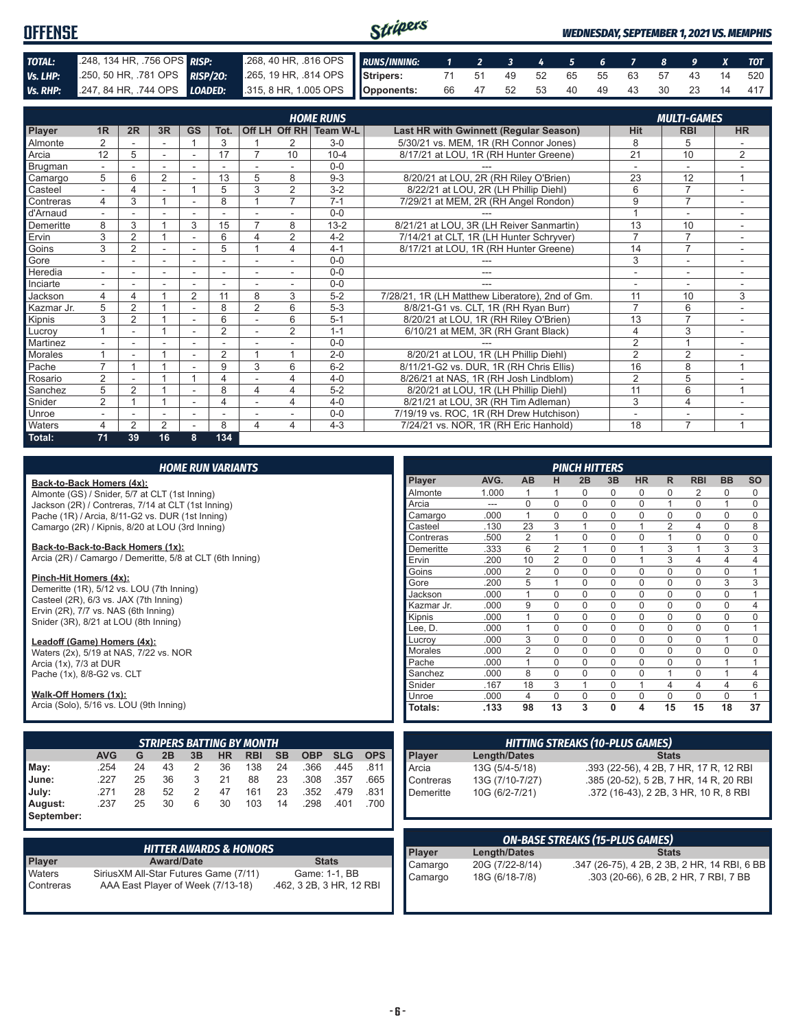# OFFENSE

*WEDNESDAY, SEPTEMBER 1, 2021 VS. MEMPHIS*

| | | | |
|---|---|---|---|
| **TOTAL:** | .248, 134 HR, .756 OPS | **RISP:** | .268, 40 HR, .816 OPS |
| **Vs. LHP:** | .250, 50 HR, .781 OPS | **RISP/2O:** | .265, 19 HR, .814 OPS |
| **Vs. RHP:** | .247, 84 HR, .744 OPS | **LOADED:** | .315, 8 HR, 1.005 OPS |

| RUNS/INNING: | 1 | 2 | 3 | 4 | 5 | 6 | 7 | 8 | 9 | X | TOT |
|---|---|---|---|---|---|---|---|---|---|---|---|
| Stripers: | 71 | 51 | 49 | 52 | 65 | 55 | 63 | 57 | 43 | 14 | 520 |
| Opponents: | 66 | 47 | 52 | 53 | 40 | 49 | 43 | 30 | 23 | 14 | 417 |

| Player | HOME RUNS 1R | 2R | 3R | GS | Tot. | Off LH | Off RH | Team W-L | Last HR with Gwinnett (Regular Season) | MULTI-GAMES Hit | RBI | HR |
|---|---|---|---|---|---|---|---|---|---|---|---|---|
| Almonte | 2 | - | - | 1 | 3 | 1 | 2 | 3-0 | 5/30/21 vs. MEM, 1R (RH Connor Jones) | 8 | 5 | - |
| Arcia | 12 | 5 | - | - | 17 | 7 | 10 | 10-4 | 8/17/21 at LOU, 1R (RH Hunter Greene) | 21 | 10 | 2 |
| Brugman | - | - | - | - | - | - | - | 0-0 | --- | - | - | - |
| Camargo | 5 | 6 | 2 | - | 13 | 5 | 8 | 9-3 | 8/20/21 at LOU, 2R (RH Riley O'Brien) | 23 | 12 | 1 |
| Casteel | - | 4 | - | 1 | 5 | 3 | 2 | 3-2 | 8/22/21 at LOU, 2R (LH Phillip Diehl) | 6 | 7 | - |
| Contreras | 4 | 3 | 1 | - | 8 | 1 | 7 | 7-1 | 7/29/21 at MEM, 2R (RH Angel Rondon) | 9 | 7 | - |
| d'Arnaud | - | - | - | - | - | - | - | 0-0 | --- | 1 | - | - |
| Demeritte | 8 | 3 | 1 | 3 | 15 | 7 | 8 | 13-2 | 8/21/21 at LOU, 3R (LH Reiver Sanmartin) | 13 | 10 | - |
| Ervin | 3 | 2 | 1 | - | 6 | 4 | 2 | 4-2 | 7/14/21 at CLT, 1R (LH Hunter Schryver) | 7 | 7 | - |
| Goins | 3 | 2 | - | - | 5 | 1 | 4 | 4-1 | 8/17/21 at LOU, 1R (RH Hunter Greene) | 14 | 7 | - |
| Gore | - | - | - | - | - | - | - | 0-0 | --- | 3 | - | - |
| Heredia | - | - | - | - | - | - | - | 0-0 | --- | - | - | - |
| Inciarte | - | - | - | - | - | - | - | 0-0 | --- | - | - | - |
| Jackson | 4 | 4 | 1 | 2 | 11 | 8 | 3 | 5-2 | 7/28/21, 1R (LH Matthew Liberatore), 2nd of Gm. | 11 | 10 | 3 |
| Kazmar Jr. | 5 | 2 | 1 | - | 8 | 2 | 6 | 5-3 | 8/8/21-G1 vs. CLT, 1R (RH Ryan Burr) | 7 | 6 | - |
| Kipnis | 3 | 2 | 1 | - | 6 | - | 6 | 5-1 | 8/20/21 at LOU, 1R (RH Riley O'Brien) | 13 | 7 | - |
| Lucroy | 1 | - | 1 | - | 2 | - | 2 | 1-1 | 6/10/21 at MEM, 3R (RH Grant Black) | 4 | 3 | - |
| Martinez | - | - | - | - | - | - | - | 0-0 | --- | 2 | 1 | - |
| Morales | 1 | - | 1 | - | 2 | 1 | 1 | 2-0 | 8/20/21 at LOU, 1R (LH Phillip Diehl) | 2 | 2 | - |
| Pache | 7 | 1 | 1 | - | 9 | 3 | 6 | 6-2 | 8/11/21-G2 vs. DUR, 1R (RH Chris Ellis) | 16 | 8 | 1 |
| Rosario | 2 | - | 1 | 1 | 4 | - | 4 | 4-0 | 8/26/21 at NAS, 1R (RH Josh Lindblom) | 2 | 5 | - |
| Sanchez | 5 | 2 | 1 | - | 8 | 4 | 4 | 5-2 | 8/20/21 at LOU, 1R (LH Phillip Diehl) | 11 | 6 | 1 |
| Snider | 2 | 1 | 1 | - | 4 | - | 4 | 4-0 | 8/21/21 at LOU, 3R (RH Tim Adleman) | 3 | 4 | - |
| Unroe | - | - | - | - | - | - | - | 0-0 | 7/19/19 vs. ROC, 1R (RH Drew Hutchison) | - | - | - |
| Waters | 4 | 2 | 2 | - | 8 | 4 | 4 | 4-3 | 7/24/21 vs. NOR, 1R (RH Eric Hanhold) | 18 | 7 | 1 |
| **Total:** | **71** | **39** | **16** | **8** | **134** | | | | | | | |

## HOME RUN VARIANTS

**Back-to-Back Homers (4x):**
Almonte (GS) / Snider, 5/7 at CLT (1st Inning)
Jackson (2R) / Contreras, 7/14 at CLT (1st Inning)
Pache (1R) / Arcia, 8/11-G2 vs. DUR (1st Inning)
Camargo (2R) / Kipnis, 8/20 at LOU (3rd Inning)

**Back-to-Back-to-Back Homers (1x):**
Arcia (2R) / Camargo / Demeritte, 5/8 at CLT (6th Inning)

**Pinch-Hit Homers (4x):**
Demeritte (1R), 5/12 vs. LOU (7th Inning)
Casteel (2R), 6/3 vs. JAX (7th Inning)
Ervin (2R), 7/7 vs. NAS (6th Inning)
Snider (3R), 8/21 at LOU (8th Inning)

**Leadoff (Game) Homers (4x):**
Waters (2x), 5/19 at NAS, 7/22 vs. NOR
Arcia (1x), 7/3 at DUR
Pache (1x), 8/8-G2 vs. CLT

**Walk-Off Homers (1x):**
Arcia (Solo), 5/16 vs. LOU (9th Inning)

## PINCH HITTERS

| Player | AVG. | AB | H | 2B | 3B | HR | R | RBI | BB | SO |
|---|---|---|---|---|---|---|---|---|---|---|
| Almonte | 1.000 | 1 | 1 | 0 | 0 | 0 | 0 | 2 | 0 | 0 |
| Arcia | --- | 0 | 0 | 0 | 0 | 0 | 1 | 0 | 1 | 0 |
| Camargo | .000 | 1 | 0 | 0 | 0 | 0 | 0 | 0 | 0 | 0 |
| Casteel | .130 | 23 | 3 | 1 | 0 | 1 | 2 | 4 | 0 | 8 |
| Contreras | .500 | 2 | 1 | 0 | 0 | 0 | 1 | 0 | 0 | 0 |
| Demeritte | .333 | 6 | 2 | 1 | 0 | 1 | 3 | 1 | 3 | 3 |
| Ervin | .200 | 10 | 2 | 0 | 0 | 1 | 3 | 4 | 4 | 4 |
| Goins | .000 | 2 | 0 | 0 | 0 | 0 | 0 | 0 | 0 | 1 |
| Gore | .200 | 5 | 1 | 0 | 0 | 0 | 0 | 0 | 3 | 3 |
| Jackson | .000 | 1 | 0 | 0 | 0 | 0 | 0 | 0 | 0 | 1 |
| Kazmar Jr. | .000 | 9 | 0 | 0 | 0 | 0 | 0 | 0 | 0 | 4 |
| Kipnis | .000 | 1 | 0 | 0 | 0 | 0 | 0 | 0 | 0 | 0 |
| Lee, D. | .000 | 1 | 0 | 0 | 0 | 0 | 0 | 0 | 0 | 1 |
| Lucroy | .000 | 3 | 0 | 0 | 0 | 0 | 0 | 0 | 1 | 0 |
| Morales | .000 | 2 | 0 | 0 | 0 | 0 | 0 | 0 | 0 | 0 |
| Pache | .000 | 1 | 0 | 0 | 0 | 0 | 0 | 0 | 1 | 1 |
| Sanchez | .000 | 8 | 0 | 0 | 0 | 0 | 1 | 0 | 1 | 4 |
| Snider | .167 | 18 | 3 | 1 | 0 | 1 | 4 | 4 | 4 | 6 |
| Unroe | .000 | 4 | 0 | 0 | 0 | 0 | 0 | 0 | 0 | 1 |
| **Totals:** | **.133** | **98** | **13** | **3** | **0** | **4** | **15** | **15** | **18** | **37** |

## STRIPERS BATTING BY MONTH

| | AVG | G | 2B | 3B | HR | RBI | SB | OBP | SLG | OPS |
|---|---|---|---|---|---|---|---|---|---|---|
| **May:** | .254 | 24 | 43 | 2 | 36 | 138 | 24 | .366 | .445 | .811 |
| **June:** | .227 | 25 | 36 | 3 | 21 | 88 | 23 | .308 | .357 | .665 |
| **July:** | .271 | 28 | 52 | 2 | 47 | 161 | 23 | .352 | .479 | .831 |
| **August:** | .237 | 25 | 30 | 6 | 30 | 103 | 14 | .298 | .401 | .700 |
| **September:** | | | | | | | | | | |

## HITTING STREAKS (10-PLUS GAMES)

| Player | Length/Dates | Stats |
|---|---|---|
| Arcia | 13G (5/4-5/18) | .393 (22-56), 4 2B, 7 HR, 17 R, 12 RBI |
| Contreras | 13G (7/10-7/27) | .385 (20-52), 5 2B, 7 HR, 14 R, 20 RBI |
| Demeritte | 10G (6/2-7/21) | .372 (16-43), 2 2B, 3 HR, 10 R, 8 RBI |

## HITTER AWARDS & HONORS

| Player | Award/Date | Stats |
|---|---|---|
| Waters | SiriusXM All-Star Futures Game (7/11) | Game: 1-1, BB |
| Contreras | AAA East Player of Week (7/13-18) | .462, 3 2B, 3 HR, 12 RBI |

## ON-BASE STREAKS (15-PLUS GAMES)

| Player | Length/Dates | Stats |
|---|---|---|
| Camargo | 20G (7/22-8/14) | .347 (26-75), 4 2B, 2 3B, 2 HR, 14 RBI, 6 BB |
| Camargo | 18G (6/18-7/8) | .303 (20-66), 6 2B, 2 HR, 7 RBI, 7 BB |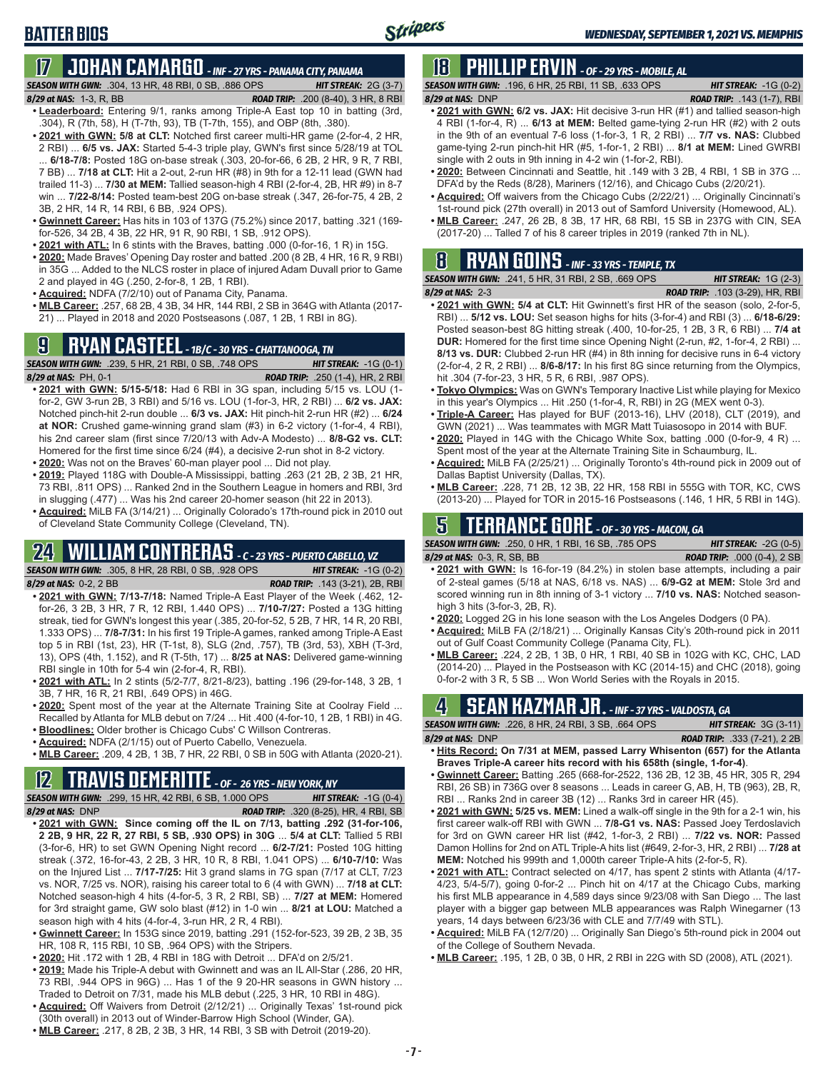# BATTER BIOS

## 17 JOHAN CAMARGO - INF - 27 YRS - PANAMA CITY, PANAMA

**SEASON WITH GWN:** .304, 13 HR, 48 RBI, 0 SB, .886 OPS — **HIT STREAK:** 2G (3-7)
**8/29 at NAS:** 1-3, R, BB — **ROAD TRIP:** .200 (8-40), 3 HR, 8 RBI

- **Leaderboard:** Entering 9/1, ranks among Triple-A East top 10 in batting (3rd, .304), R (7th, 58), H (T-7th, 93), TB (T-7th, 155), and OBP (8th, .380).
- **2021 with GWN: 5/8 at CLT:** Notched first career multi-HR game (2-for-4, 2 HR, 2 RBI) ... **6/5 vs. JAX:** Started 5-4-3 triple play, GWN's first since 5/28/19 at TOL ... **6/18-7/8:** Posted 18G on-base streak (.303, 20-for-66, 6 2B, 2 HR, 9 R, 7 RBI, 7 BB) ... **7/18 at CLT:** Hit a 2-out, 2-run HR (#8) in 9th for a 12-11 lead (GWN had trailed 11-3) ... **7/30 at MEM:** Tallied season-high 4 RBI (2-for-4, 2B, HR #9) in 8-7 win ... **7/22-8/14:** Posted team-best 20G on-base streak (.347, 26-for-75, 4 2B, 2 3B, 2 HR, 14 R, 14 RBI, 6 BB, .924 OPS).
- **Gwinnett Career:** Has hits in 103 of 137G (75.2%) since 2017, batting .321 (169-for-526, 34 2B, 4 3B, 22 HR, 91 R, 90 RBI, 1 SB, .912 OPS).
- **2021 with ATL:** In 6 stints with the Braves, batting .000 (0-for-16, 1 R) in 15G.
- **2020:** Made Braves' Opening Day roster and batted .200 (8 2B, 4 HR, 16 R, 9 RBI) in 35G ... Added to the NLCS roster in place of injured Adam Duvall prior to Game 2 and played in 4G (.250, 2-for-8, 1 2B, 1 RBI).
- **Acquired:** NDFA (7/2/10) out of Panama City, Panama.
- **MLB Career:** .257, 68 2B, 4 3B, 34 HR, 144 RBI, 2 SB in 364G with Atlanta (2017-21) ... Played in 2018 and 2020 Postseasons (.087, 1 2B, 1 RBI in 8G).

## 9 RYAN CASTEEL - 1B/C - 30 YRS - CHATTANOOGA, TN

**SEASON WITH GWN:** .239, 5 HR, 21 RBI, 0 SB, .748 OPS — **HIT STREAK:** -1G (0-1)
**8/29 at NAS:** PH, 0-1 — **ROAD TRIP:** .250 (1-4), HR, 2 RBI

- **2021 with GWN: 5/15-5/18:** Had 6 RBI in 3G span, including 5/15 vs. LOU (1-for-2, GW 3-run 2B, 3 RBI) and 5/16 vs. LOU (1-for-3, HR, 2 RBI) ... **6/2 vs. JAX:** Notched pinch-hit 2-run double ... **6/3 vs. JAX:** Hit pinch-hit 2-run HR (#2) ... **6/24 at NOR:** Crushed game-winning grand slam (#3) in 6-2 victory (1-for-4, 4 RBI), his 2nd career slam (first since 7/20/13 with Adv-A Modesto) ... **8/8-G2 vs. CLT:** Homered for the first time since 6/24 (#4), a decisive 2-run shot in 8-2 victory.
- **2020:** Was not on the Braves' 60-man player pool ... Did not play.
- **2019:** Played 118G with Double-A Mississippi, batting .263 (21 2B, 2 3B, 21 HR, 73 RBI, .811 OPS) ... Ranked 2nd in the Southern League in homers and RBI, 3rd in slugging (.477) ... Was his 2nd career 20-homer season (hit 22 in 2013).
- **Acquired:** MiLB FA (3/14/21) ... Originally Colorado's 17th-round pick in 2010 out of Cleveland State Community College (Cleveland, TN).

## 24 WILLIAM CONTRERAS - C - 23 YRS - PUERTO CABELLO, VZ

**SEASON WITH GWN:** .305, 8 HR, 28 RBI, 0 SB, .928 OPS — **HIT STREAK:** -1G (0-2)
**8/29 at NAS:** 0-2, 2 BB — **ROAD TRIP:** .143 (3-21), 2B, RBI

- **2021 with GWN: 7/13-7/18:** Named Triple-A East Player of the Week (.462, 12-for-26, 3 2B, 3 HR, 7 R, 12 RBI, 1.440 OPS) ... **7/10-7/27:** Posted a 13G hitting streak, tied for GWN's longest this year (.385, 20-for-52, 5 2B, 7 HR, 14 R, 20 RBI, 1.333 OPS) ... **7/8-7/31:** In his first 19 Triple-A games, ranked among Triple-A East top 5 in RBI (1st, 23), HR (T-1st, 8), SLG (2nd, .757), TB (3rd, 53), XBH (T-3rd, 13), OPS (4th, 1.152), and R (T-5th, 17) ... **8/25 at NAS:** Delivered game-winning RBI single in 10th for 5-4 win (2-for-4, R, RBI).
- **2021 with ATL:** In 2 stints (5/2-7/7, 8/21-8/23), batting .196 (29-for-148, 3 2B, 1 3B, 7 HR, 16 R, 21 RBI, .649 OPS) in 46G.
- **2020:** Spent most of the year at the Alternate Training Site at Coolray Field ... Recalled by Atlanta for MLB debut on 7/24 ... Hit .400 (4-for-10, 1 2B, 1 RBI) in 4G.
- **Bloodlines:** Older brother is Chicago Cubs' C Willson Contreras.
- **Acquired:** NDFA (2/1/15) out of Puerto Cabello, Venezuela.
- **MLB Career:** .209, 4 2B, 1 3B, 7 HR, 22 RBI, 0 SB in 50G with Atlanta (2020-21).

## 12 TRAVIS DEMERITTE - OF - 26 YRS - NEW YORK, NY

**SEASON WITH GWN:** .299, 15 HR, 42 RBI, 6 SB, 1.000 OPS — **HIT STREAK:** -1G (0-4)
**8/29 at NAS:** DNP — **ROAD TRIP:** .320 (8-25), HR, 4 RBI, SB

- **2021 with GWN: Since coming off the IL on 7/13, batting .292 (31-for-106, 2 2B, 9 HR, 22 R, 27 RBI, 5 SB, .930 OPS) in 30G** ... **5/4 at CLT:** Tallied 5 RBI (3-for-6, HR) to set GWN Opening Night record ... **6/2-7/21:** Posted 10G hitting streak (.372, 16-for-43, 2 2B, 3 HR, 10 R, 8 RBI, 1.041 OPS) ... **6/10-7/10:** Was on the Injured List ... **7/17-7/25:** Hit 3 grand slams in 7G span (7/17 at CLT, 7/23 vs. NOR, 7/25 vs. NOR), raising his career total to 6 (4 with GWN) ... **7/18 at CLT:** Notched season-high 4 hits (4-for-5, 3 R, 2 RBI, SB) ... **7/27 at MEM:** Homered for 3rd straight game, GW solo blast (#12) in 1-0 win ... **8/21 at LOU:** Matched a season high with 4 hits (4-for-4, 3-run HR, 2 R, 4 RBI).
- **Gwinnett Career:** In 153G since 2019, batting .291 (152-for-523, 39 2B, 2 3B, 35 HR, 108 R, 115 RBI, 10 SB, .964 OPS) with the Stripers.
- **2020:** Hit .172 with 1 2B, 4 RBI in 18G with Detroit ... DFA'd on 2/5/21.
- **2019:** Made his Triple-A debut with Gwinnett and was an IL All-Star (.286, 20 HR, 73 RBI, .944 OPS in 96G) ... Has 1 of the 9 20-HR seasons in GWN history ... Traded to Detroit on 7/31, made his MLB debut (.225, 3 HR, 10 RBI in 48G).
- **Acquired:** Off Waivers from Detroit (2/12/21) ... Originally Texas' 1st-round pick (30th overall) in 2013 out of Winder-Barrow High School (Winder, GA).
- **MLB Career:** .217, 8 2B, 2 3B, 3 HR, 14 RBI, 3 SB with Detroit (2019-20).

## 18 PHILLIP ERVIN - OF - 29 YRS - MOBILE, AL

**SEASON WITH GWN:** .196, 6 HR, 25 RBI, 11 SB, .633 OPS — **HIT STREAK:** -1G (0-2)
**8/29 at NAS:** DNP — **ROAD TRIP:** .143 (1-7), RBI

- **2021 with GWN: 6/2 vs. JAX:** Hit decisive 3-run HR (#1) and tallied season-high 4 RBI (1-for-4, R) ... **6/13 at MEM:** Belted game-tying 2-run HR (#2) with 2 outs in the 9th for an eventual 7-6 loss (1-for-3, 1 R, 2 RBI) ... **7/7 vs. NAS:** Clubbed game-tying 2-run pinch-hit HR (#5, 1-for-1, 2 RBI) ... **8/1 at MEM:** Lined GWRBI single with 2 outs in 9th inning in 4-2 win (1-for-2, RBI).
- **2020:** Between Cincinnati and Seattle, hit .149 with 3 2B, 4 RBI, 1 SB in 37G ... DFA'd by the Reds (8/28), Mariners (12/16), and Chicago Cubs (2/20/21).
- **Acquired:** Off waivers from the Chicago Cubs (2/22/21) ... Originally Cincinnati's 1st-round pick (27th overall) in 2013 out of Samford University (Homewood, AL).
- **MLB Career:** .247, 26 2B, 8 3B, 17 HR, 68 RBI, 15 SB in 237G with CIN, SEA (2017-20) ... Talled 7 of his 8 career triples in 2019 (ranked 7th in NL).

## 8 RYAN GOINS - INF - 33 YRS - TEMPLE, TX

**SEASON WITH GWN:** .241, 5 HR, 31 RBI, 2 SB, .669 OPS — **HIT STREAK:** 1G (2-3)
**8/29 at NAS:** 2-3 — **ROAD TRIP:** .103 (3-29), HR, RBI

- **2021 with GWN: 5/4 at CLT:** Hit Gwinnett's first HR of the season (solo, 2-for-5, RBI) ... **5/12 vs. LOU:** Set season highs for hits (3-for-4) and RBI (3) ... **6/18-6/29:** Posted season-best 8G hitting streak (.400, 10-for-25, 1 2B, 3 R, 6 RBI) ... **7/4 at DUR:** Homered for the first time since Opening Night (2-run, #2, 1-for-4, 2 RBI) ... **8/13 vs. DUR:** Clubbed 2-run HR (#4) in 8th inning for decisive runs in 6-4 victory (2-for-4, 2 R, 2 RBI) ... **8/6-8/17:** In his first 8G since returning from the Olympics, hit .304 (7-for-23, 3 HR, 5 R, 6 RBI, .987 OPS).
- **Tokyo Olympics:** Was on GWN's Temporary Inactive List while playing for Mexico in this year's Olympics ... Hit .250 (1-for-4, R, RBI) in 2G (MEX went 0-3).
- **Triple-A Career:** Has played for BUF (2013-16), LHV (2018), CLT (2019), and GWN (2021) ... Was teammates with MGR Matt Tuiasosopo in 2014 with BUF.
- **2020:** Played in 14G with the Chicago White Sox, batting .000 (0-for-9, 4 R) ... Spent most of the year at the Alternate Training Site in Schaumburg, IL.
- **Acquired:** MiLB FA (2/25/21) ... Originally Toronto's 4th-round pick in 2009 out of Dallas Baptist University (Dallas, TX).
- **MLB Career:** .228, 71 2B, 12 3B, 22 HR, 158 RBI in 555G with TOR, KC, CWS (2013-20) ... Played for TOR in 2015-16 Postseasons (.146, 1 HR, 5 RBI in 14G).

## 5 TERRANCE GORE - OF - 30 YRS - MACON, GA

**SEASON WITH GWN:** .250, 0 HR, 1 RBI, 16 SB, .785 OPS — **HIT STREAK:** -2G (0-5)
**8/29 at NAS:** 0-3, R, SB, BB — **ROAD TRIP:** .000 (0-4), 2 SB

- **2021 with GWN:** Is 16-for-19 (84.2%) in stolen base attempts, including a pair of 2-steal games (5/18 at NAS, 6/18 vs. NAS) ... **6/9-G2 at MEM:** Stole 3rd and scored winning run in 8th inning of 3-1 victory ... **7/10 vs. NAS:** Notched season-high 3 hits (3-for-3, 2B, R).
- **2020:** Logged 2G in his lone season with the Los Angeles Dodgers (0 PA).
- **Acquired:** MiLB FA (2/18/21) ... Originally Kansas City's 20th-round pick in 2011 out of Gulf Coast Community College (Panama City, FL).
- **MLB Career:** .224, 2 2B, 1 3B, 0 HR, 1 RBI, 40 SB in 102G with KC, CHC, LAD (2014-20) ... Played in the Postseason with KC (2014-15) and CHC (2018), going 0-for-2 with 3 R, 5 SB ... Won World Series with the Royals in 2015.

## 4 SEAN KAZMAR JR. - INF - 37 YRS - VALDOSTA, GA

**SEASON WITH GWN:** .226, 8 HR, 24 RBI, 3 SB, .664 OPS — **HIT STREAK:** 3G (3-11)
**8/29 at NAS:** DNP — **ROAD TRIP:** .333 (7-21), 2 2B

- **Hits Record: On 7/31 at MEM, passed Larry Whisenton (657) for the Atlanta Braves Triple-A career hits record with his 658th (single, 1-for-4).**
- **Gwinnett Career:** Batting .265 (668-for-2522, 136 2B, 12 3B, 45 HR, 305 R, 294 RBI, 26 SB) in 736G over 8 seasons ... Leads in career G, AB, H, TB (963), 2B, R, RBI ... Ranks 2nd in career 3B (12) ... Ranks 3rd in career HR (45).
- **2021 with GWN: 5/25 vs. MEM:** Lined a walk-off single in the 9th for a 2-1 win, his first career walk-off RBI with GWN ... **7/8-G1 vs. NAS:** Passed Joey Terdoslavich for 3rd on GWN career HR list (#42, 1-for-3, 2 RBI) ... **7/22 vs. NOR:** Passed Damon Hollins for 2nd on ATL Triple-A hits list (#649, 2-for-3, HR, 2 RBI) ... **7/28 at MEM:** Notched his 999th and 1,000th career Triple-A hits (2-for-5, R).
- **2021 with ATL:** Contract selected on 4/17, has spent 2 stints with Atlanta (4/17-4/23, 5/4-5/7), going 0-for-2 ... Pinch hit on 4/17 at the Chicago Cubs, marking his first MLB appearance in 4,589 days since 9/23/08 with San Diego ... The last player with a bigger gap between MLB appearances was Ralph Winegarner (13 years, 14 days between 6/23/36 with CLE and 7/7/49 with STL).
- **Acquired:** MiLB FA (12/7/20) ... Originally San Diego's 5th-round pick in 2004 out of the College of Southern Nevada.
- **MLB Career:** .195, 1 2B, 0 3B, 0 HR, 2 RBI in 22G with SD (2008), ATL (2021).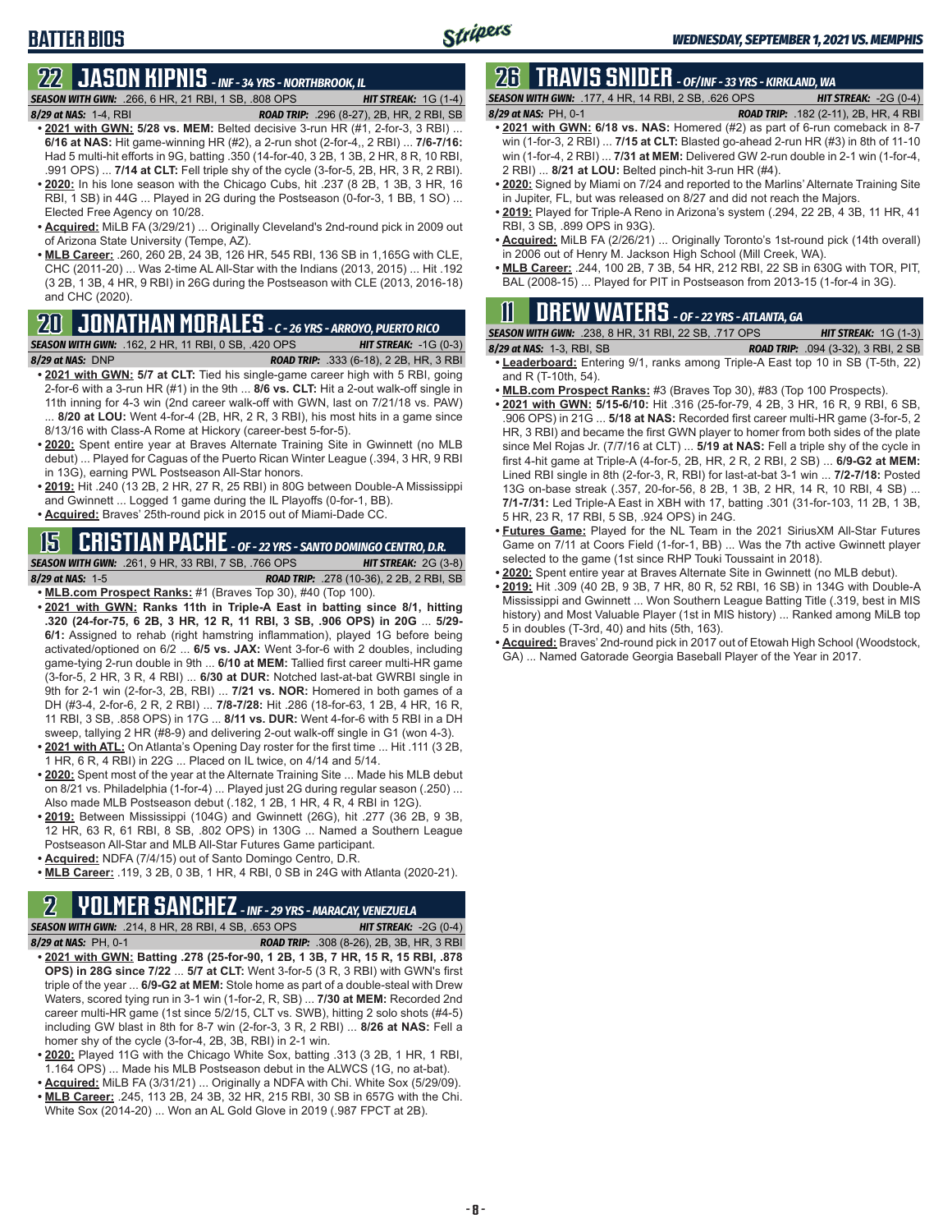## BATTER BIOS

## 22 JASON KIPNIS - INF - 34 YRS - NORTHBROOK, IL

**SEASON WITH GWN:** .266, 6 HR, 21 RBI, 1 SB, .808 OPS — **HIT STREAK:** 1G (1-4)
**8/29 at NAS:** 1-4, RBI — **ROAD TRIP:** .296 (8-27), 2B, HR, 2 RBI, SB

- **2021 with GWN: 5/28 vs. MEM:** Belted decisive 3-run HR (#1, 2-for-3, 3 RBI) ... **6/16 at NAS:** Hit game-winning HR (#2), a 2-run shot (2-for-4,, 2 RBI) ... **7/6-7/16:** Had 5 multi-hit efforts in 9G, batting .350 (14-for-40, 3 2B, 1 3B, 2 HR, 8 R, 10 RBI, .991 OPS) ... **7/14 at CLT:** Fell triple shy of the cycle (3-for-5, 2B, HR, 3 R, 2 RBI).
- **2020:** In his lone season with the Chicago Cubs, hit .237 (8 2B, 1 3B, 3 HR, 16 RBI, 1 SB) in 44G ... Played in 2G during the Postseason (0-for-3, 1 BB, 1 SO) ... Elected Free Agency on 10/28.
- **Acquired:** MiLB FA (3/29/21) ... Originally Cleveland's 2nd-round pick in 2009 out of Arizona State University (Tempe, AZ).
- **MLB Career:** .260, 260 2B, 24 3B, 126 HR, 545 RBI, 136 SB in 1,165G with CLE, CHC (2011-20) ... Was 2-time AL All-Star with the Indians (2013, 2015) ... Hit .192 (3 2B, 1 3B, 4 HR, 9 RBI) in 26G during the Postseason with CLE (2013, 2016-18) and CHC (2020).

## 20 JONATHAN MORALES - C - 26 YRS - ARROYO, PUERTO RICO

**SEASON WITH GWN:** .162, 2 HR, 11 RBI, 0 SB, .420 OPS — **HIT STREAK:** -1G (0-3)
**8/29 at NAS:** DNP — **ROAD TRIP:** .333 (6-18), 2 2B, HR, 3 RBI

- **2021 with GWN: 5/7 at CLT:** Tied his single-game career high with 5 RBI, going 2-for-6 with a 3-run HR (#1) in the 9th ... **8/6 vs. CLT:** Hit a 2-out walk-off single in 11th inning for 4-3 win (2nd career walk-off with GWN, last on 7/21/18 vs. PAW) ... **8/20 at LOU:** Went 4-for-4 (2B, HR, 2 R, 3 RBI), his most hits in a game since 8/13/16 with Class-A Rome at Hickory (career-best 5-for-5).
- **2020:** Spent entire year at Braves Alternate Training Site in Gwinnett (no MLB debut) ... Played for Caguas of the Puerto Rican Winter League (.394, 3 HR, 9 RBI in 13G), earning PWL Postseason All-Star honors.
- **2019:** Hit .240 (13 2B, 2 HR, 27 R, 25 RBI) in 80G between Double-A Mississippi and Gwinnett ... Logged 1 game during the IL Playoffs (0-for-1, BB).
- **Acquired:** Braves' 25th-round pick in 2015 out of Miami-Dade CC.

## 15 CRISTIAN PACHE - OF - 22 YRS - SANTO DOMINGO CENTRO, D.R.

**SEASON WITH GWN:** .261, 9 HR, 33 RBI, 7 SB, .766 OPS — **HIT STREAK:** 2G (3-8)
**8/29 at NAS:** 1-5 — **ROAD TRIP:** .278 (10-36), 2 2B, 2 RBI, SB

- **MLB.com Prospect Ranks:** #1 (Braves Top 30), #40 (Top 100).
- **2021 with GWN: Ranks 11th in Triple-A East in batting since 8/1, hitting .320 (24-for-75, 6 2B, 3 HR, 12 R, 11 RBI, 3 SB, .906 OPS) in 20G** ... **5/29-6/1:** Assigned to rehab (right hamstring inflammation), played 1G before being activated/optioned on 6/2 ... **6/5 vs. JAX:** Went 3-for-6 with 2 doubles, including game-tying 2-run double in 9th ... **6/10 at MEM:** Tallied first career multi-HR game (3-for-5, 2 HR, 3 R, 4 RBI) ... **6/30 at DUR:** Notched last-at-bat GWRBI single in 9th for 2-1 win (2-for-3, 2B, RBI) ... **7/21 vs. NOR:** Homered in both games of a DH (#3-4, 2-for-6, 2 R, 2 RBI) ... **7/8-7/28:** Hit .286 (18-for-63, 1 2B, 4 HR, 16 R, 11 RBI, 3 SB, .858 OPS) in 17G ... **8/11 vs. DUR:** Went 4-for-6 with 5 RBI in a DH sweep, tallying 2 HR (#8-9) and delivering 2-out walk-off single in G1 (won 4-3).
- **2021 with ATL:** On Atlanta's Opening Day roster for the first time ... Hit .111 (3 2B, 1 HR, 6 R, 4 RBI) in 22G ... Placed on IL twice, on 4/14 and 5/14.
- **2020:** Spent most of the year at the Alternate Training Site ... Made his MLB debut on 8/21 vs. Philadelphia (1-for-4) ... Played just 2G during regular season (.250) ... Also made MLB Postseason debut (.182, 1 2B, 1 HR, 4 R, 4 RBI in 12G).
- **2019:** Between Mississippi (104G) and Gwinnett (26G), hit .277 (36 2B, 9 3B, 12 HR, 63 R, 61 RBI, 8 SB, .802 OPS) in 130G ... Named a Southern League Postseason All-Star and MLB All-Star Futures Game participant.
- **Acquired:** NDFA (7/4/15) out of Santo Domingo Centro, D.R.
- **MLB Career:** .119, 3 2B, 0 3B, 1 HR, 4 RBI, 0 SB in 24G with Atlanta (2020-21).

## 2 YOLMER SANCHEZ - INF - 29 YRS - MARACAY, VENEZUELA

**SEASON WITH GWN:** .214, 8 HR, 28 RBI, 4 SB, .653 OPS — **HIT STREAK:** -2G (0-4)
**8/29 at NAS:** PH, 0-1 — **ROAD TRIP:** .308 (8-26), 2B, 3B, HR, 3 RBI

- **2021 with GWN: Batting .278 (25-for-90, 1 2B, 1 3B, 7 HR, 15 R, 15 RBI, .878 OPS) in 28G since 7/22** ... **5/7 at CLT:** Went 3-for-5 (3 R, 3 RBI) with GWN's first triple of the year ... **6/9-G2 at MEM:** Stole home as part of a double-steal with Drew Waters, scored tying run in 3-1 win (1-for-2, R, SB) ... **7/30 at MEM:** Recorded 2nd career multi-HR game (1st since 5/2/15, CLT vs. SWB), hitting 2 solo shots (#4-5) including GW blast in 8th for 8-7 win (2-for-3, 3 R, 2 RBI) ... **8/26 at NAS:** Fell a homer shy of the cycle (3-for-4, 2B, 3B, RBI) in 2-1 win.
- **2020:** Played 11G with the Chicago White Sox, batting .313 (3 2B, 1 HR, 1 RBI, 1.164 OPS) ... Made his MLB Postseason debut in the ALWCS (1G, no at-bat).
- **Acquired:** MiLB FA (3/31/21) ... Originally a NDFA with Chi. White Sox (5/29/09).
- **MLB Career:** .245, 113 2B, 24 3B, 32 HR, 215 RBI, 30 SB in 657G with the Chi. White Sox (2014-20) ... Won an AL Gold Glove in 2019 (.987 FPCT at 2B).

## 26 TRAVIS SNIDER - OF/INF - 33 YRS - KIRKLAND, WA

**SEASON WITH GWN:** .177, 4 HR, 14 RBI, 2 SB, .626 OPS — **HIT STREAK:** -2G (0-4)
**8/29 at NAS:** PH, 0-1 — **ROAD TRIP:** .182 (2-11), 2B, HR, 4 RBI

- **2021 with GWN: 6/18 vs. NAS:** Homered (#2) as part of 6-run comeback in 8-7 win (1-for-3, 2 RBI) ... **7/15 at CLT:** Blasted go-ahead 2-run HR (#3) in 8th of 11-10 win (1-for-4, 2 RBI) ... **7/31 at MEM:** Delivered GW 2-run double in 2-1 win (1-for-4, 2 RBI) ... **8/21 at LOU:** Belted pinch-hit 3-run HR (#4).
- **2020:** Signed by Miami on 7/24 and reported to the Marlins' Alternate Training Site in Jupiter, FL, but was released on 8/27 and did not reach the Majors.
- **2019:** Played for Triple-A Reno in Arizona's system (.294, 22 2B, 4 3B, 11 HR, 41 RBI, 3 SB, .899 OPS in 93G).
- **Acquired:** MiLB FA (2/26/21) ... Originally Toronto's 1st-round pick (14th overall) in 2006 out of Henry M. Jackson High School (Mill Creek, WA).
- **MLB Career:** .244, 100 2B, 7 3B, 54 HR, 212 RBI, 22 SB in 630G with TOR, PIT, BAL (2008-15) ... Played for PIT in Postseason from 2013-15 (1-for-4 in 3G).

## 11 DREW WATERS - OF - 22 YRS - ATLANTA, GA

**SEASON WITH GWN:** .238, 8 HR, 31 RBI, 22 SB, .717 OPS — **HIT STREAK:** 1G (1-3)
**8/29 at NAS:** 1-3, RBI, SB — **ROAD TRIP:** .094 (3-32), 3 RBI, 2 SB

- **Leaderboard:** Entering 9/1, ranks among Triple-A East top 10 in SB (T-5th, 22) and R (T-10th, 54).
- **MLB.com Prospect Ranks:** #3 (Braves Top 30), #83 (Top 100 Prospects).
- **2021 with GWN: 5/15-6/10:** Hit .316 (25-for-79, 4 2B, 3 HR, 16 R, 9 RBI, 6 SB, .906 OPS) in 21G ... **5/18 at NAS:** Recorded first career multi-HR game (3-for-5, 2 HR, 3 RBI) and became the first GWN player to homer from both sides of the plate since Mel Rojas Jr. (7/7/16 at CLT) ... **5/19 at NAS:** Fell a triple shy of the cycle in first 4-hit game at Triple-A (4-for-5, 2B, HR, 2 R, 2 RBI, 2 SB) ... **6/9-G2 at MEM:** Lined RBI single in 8th (2-for-3, R, RBI) for last-at-bat 3-1 win ... **7/2-7/18:** Posted 13G on-base streak (.357, 20-for-56, 8 2B, 1 3B, 2 HR, 14 R, 10 RBI, 4 SB) ... **7/1-7/31:** Led Triple-A East in XBH with 17, batting .301 (31-for-103, 11 2B, 1 3B, 5 HR, 23 R, 17 RBI, 5 SB, .924 OPS) in 24G.
- **Futures Game:** Played for the NL Team in the 2021 SiriusXM All-Star Futures Game on 7/11 at Coors Field (1-for-1, BB) ... Was the 7th active Gwinnett player selected to the game (1st since RHP Touki Toussaint in 2018).
- **2020:** Spent entire year at Braves Alternate Site in Gwinnett (no MLB debut).
- **2019:** Hit .309 (40 2B, 9 3B, 7 HR, 80 R, 52 RBI, 16 SB) in 134G with Double-A Mississippi and Gwinnett ... Won Southern League Batting Title (.319, best in MIS history) and Most Valuable Player (1st in MIS history) ... Ranked among MiLB top 5 in doubles (T-3rd, 40) and hits (5th, 163).
- **Acquired:** Braves' 2nd-round pick in 2017 out of Etowah High School (Woodstock, GA) ... Named Gatorade Georgia Baseball Player of the Year in 2017.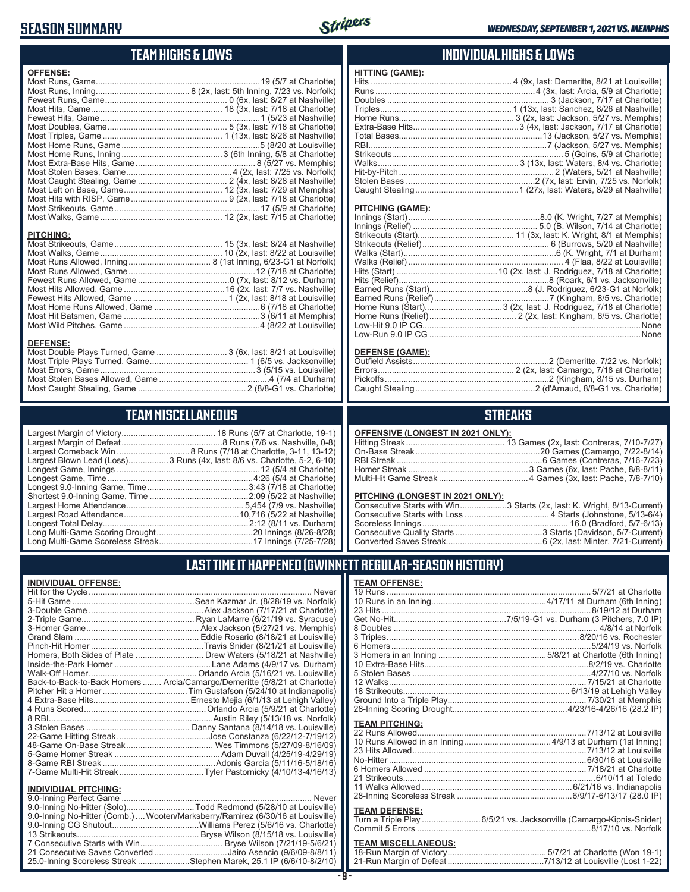# SEASON SUMMARY

*WEDNESDAY, SEPTEMBER 1, 2021 VS. MEMPHIS*

## TEAM HIGHS & LOWS

### OFFENSE:

| | |
|---|---|
| Most Runs, Game | 19 (5/7 at Charlotte) |
| Most Runs, Inning | 8 (2x, last: 5th Inning, 7/23 vs. Norfolk) |
| Fewest Runs, Game | 0 (6x, last: 8/27 at Nashville) |
| Most Hits, Game | 18 (3x, last: 7/18 at Charlotte) |
| Fewest Hits, Game | 1 (5/23 at Nashville) |
| Most Doubles, Game | 5 (3x, last: 7/18 at Charlotte) |
| Most Triples, Game | 1 (13x, last: 8/26 at Nashville) |
| Most Home Runs, Game | 5 (8/20 at Louisville) |
| Most Home Runs, Inning | 3 (6th Inning, 5/8 at Charlotte) |
| Most Extra-Base Hits, Game | 8 (5/27 vs. Memphis) |
| Most Stolen Bases, Game | 4 (2x, last: 7/25 vs. Norfolk) |
| Most Caught Stealing, Game | 2 (4x, last: 8/28 at Nashville) |
| Most Left on Base, Game | 12 (3x, last: 7/29 at Memphis) |
| Most Hits with RISP, Game | 9 (2x, last: 7/18 at Charlotte) |
| Most Strikeouts, Game | 17 (5/9 at Charlotte) |
| Most Walks, Game | 12 (2x, last: 7/15 at Charlotte) |

### PITCHING:

| | |
|---|---|
| Most Strikeouts, Game | 15 (3x, last: 8/24 at Nashville) |
| Most Walks, Game | 10 (2x, last: 8/22 at Louisville) |
| Most Runs Allowed, Inning | 8 (1st Inning, 6/23-G1 at Norfolk) |
| Most Runs Allowed, Game | 12 (7/18 at Charlotte) |
| Fewest Runs Allowed, Game | 0 (7x, last: 8/12 vs. Durham) |
| Most Hits Allowed, Game | 16 (2x, last: 7/7 vs. Nashville) |
| Fewest Hits Allowed, Game | 1 (2x, last: 8/18 at Louisville) |
| Most Home Runs Allowed, Game | 6 (7/18 at Charlotte) |
| Most Hit Batsmen, Game | 3 (6/11 at Memphis) |
| Most Wild Pitches, Game | 4 (8/22 at Louisville) |

### DEFENSE:

| | |
|---|---|
| Most Double Plays Turned, Game | 3 (6x, last: 8/21 at Louisville) |
| Most Triple Plays Turned, Game | 1 (6/5 vs. Jacksonville) |
| Most Errors, Game | 3 (5/15 vs. Louisville) |
| Most Stolen Bases Allowed, Game | 4 (7/4 at Durham) |
| Most Caught Stealing, Game | 2 (8/8-G1 vs. Charlotte) |

## INDIVIDUAL HIGHS & LOWS

### HITTING (GAME):

| | |
|---|---|
| Hits | 4 (9x, last: Demeritte, 8/21 at Louisville) |
| Runs | 4 (3x, last: Arcia, 5/9 at Charlotte) |
| Doubles | 3 (Jackson, 7/17 at Charlotte) |
| Triples | 1 (13x, last: Sanchez, 8/26 at Nashville) |
| Home Runs | 3 (2x, last: Jackson, 5/27 vs. Memphis) |
| Extra-Base Hits | 3 (4x, last: Jackson, 7/17 at Charlotte) |
| Total Bases | 13 (Jackson, 5/27 vs. Memphis) |
| RBI | 7 (Jackson, 5/27 vs. Memphis) |
| Strikeouts | 5 (Goins, 5/9 at Charlotte) |
| Walks | 3 (13x, last: Waters, 8/4 vs. Charlotte) |
| Hit-by-Pitch | 2 (Waters, 5/21 at Nashville) |
| Stolen Bases | 2 (7x, last: Ervin, 7/25 vs. Norfolk) |
| Caught Stealing | 1 (27x, last: Waters, 8/29 at Nashville) |

### PITCHING (GAME):

| | |
|---|---|
| Innings (Start) | 8.0 (K. Wright, 7/27 at Memphis) |
| Innings (Relief) | 5.0 (B. Wilson, 7/14 at Charlotte) |
| Strikeouts (Start) | 11 (3x, last: K. Wright, 8/1 at Memphis) |
| Strikeouts (Relief) | 6 (Burrows, 5/20 at Nashville) |
| Walks (Start) | 6 (K. Wright, 7/1 at Durham) |
| Walks (Relief) | 4 (Flaa, 8/22 at Louisville) |
| Hits (Start) | 10 (2x, last: J. Rodriguez, 7/18 at Charlotte) |
| Hits (Relief) | 8 (Roark, 6/1 vs. Jacksonville) |
| Earned Runs (Start) | 8 (J. Rodriguez, 6/23-G1 at Norfolk) |
| Earned Runs (Relief) | 7 (Kingham, 8/5 vs. Charlotte) |
| Home Runs (Start) | 3 (2x, last: J. Rodriguez, 7/18 at Charlotte) |
| Home Runs (Relief) | 2 (2x, last: Kingham, 8/5 vs. Charlotte) |
| Low-Hit 9.0 IP CG | None |
| Low-Run 9.0 IP CG | None |

### DEFENSE (GAME):

| | |
|---|---|
| Outfield Assists | 2 (Demeritte, 7/22 vs. Norfolk) |
| Errors | 2 (2x, last: Camargo, 7/18 at Charlotte) |
| Pickoffs | 2 (Kingham, 8/15 vs. Durham) |
| Caught Stealing | 2 (d'Arnaud, 8/8-G1 vs. Charlotte) |

## TEAM MISCELLANEOUS

| | |
|---|---|
| Largest Margin of Victory | 18 Runs (5/7 at Charlotte, 19-1) |
| Largest Margin of Defeat | 8 Runs (7/6 vs. Nashville, 0-8) |
| Largest Comeback Win | 8 Runs (7/18 at Charlotte, 3-11, 13-12) |
| Largest Blown Lead (Loss) | 3 Runs (4x, last: 8/6 vs. Charlotte, 5-2, 6-10) |
| Longest Game, Innings | 12 (5/4 at Charlotte) |
| Longest Game, Time | 4:26 (5/4 at Charlotte) |
| Longest 9.0-Inning Game, Time | 3:43 (7/18 at Charlotte) |
| Shortest 9.0-Inning Game, Time | 2:09 (5/22 at Nashville) |
| Largest Home Attendance | 5,454 (7/9 vs. Nashville) |
| Largest Road Attendance | 10,716 (5/22 at Nashville) |
| Longest Total Delay | 2:12 (8/11 vs. Durham) |
| Long Multi-Game Scoring Drought | 20 Innings (8/26-8/28) |
| Long Multi-Game Scoreless Streak | 17 Innings (7/25-7/28) |

## STREAKS

### OFFENSIVE (LONGEST IN 2021 ONLY):

| | |
|---|---|
| Hitting Streak | 13 Games (2x, last: Contreras, 7/10-7/27) |
| On-Base Streak | 20 Games (Camargo, 7/22-8/14) |
| RBI Streak | 6 Games (Contreras, 7/16-7/23) |
| Homer Streak | 3 Games (6x, last: Pache, 8/8-8/11) |
| Multi-Hit Game Streak | 4 Games (3x, last: Pache, 7/8-7/10) |

### PITCHING (LONGEST IN 2021 ONLY):

| | |
|---|---|
| Consecutive Starts with Win | 3 Starts (2x, last: K. Wright, 8/13-Current) |
| Consecutive Starts with Loss | 4 Starts (Johnstone, 5/13-6/4) |
| Scoreless Innings | 16.0 (Bradford, 5/7-6/13) |
| Consecutive Quality Starts | 3 Starts (Davidson, 5/7-Current) |
| Converted Saves Streak | 6 (2x, last: Minter, 7/21-Current) |

## LAST TIME IT HAPPENED (GWINNETT REGULAR-SEASON HISTORY)

### INDIVIDUAL OFFENSE:

| | |
|---|---|
| Hit for the Cycle | Never |
| 5-Hit Game | Sean Kazmar Jr. (8/28/19 vs. Norfolk) |
| 3-Double Game | Alex Jackson (7/17/21 at Charlotte) |
| 2-Triple Game | Ryan LaMarre (6/21/19 vs. Syracuse) |
| 3-Homer Game | Alex Jackson (5/27/21 vs. Memphis) |
| Grand Slam | Eddie Rosario (8/18/21 at Louisville) |
| Pinch-Hit Homer | Travis Snider (8/21/21 at Louisville) |
| Homers, Both Sides of Plate | Drew Waters (5/18/21 at Nashville) |
| Inside-the-Park Homer | Lane Adams (4/9/17 vs. Durham) |
| Walk-Off Homer | Orlando Arcia (5/16/21 vs. Louisville) |
| Back-to-Back-to-Back Homers | Arcia/Camargo/Demeritte (5/8/21 at Charlotte) |
| Pitcher Hit a Homer | Tim Gustafson (5/24/10 at Indianapolis) |
| 4 Extra-Base Hits | Ernesto Mejia (6/1/13 at Lehigh Valley) |
| 4 Runs Scored | Orlando Arcia (5/9/21 at Charlotte) |
| 8 RBI | Austin Riley (5/13/18 vs. Norfolk) |
| 3 Stolen Bases | Danny Santana (8/14/18 vs. Louisville) |
| 22-Game Hitting Streak | Jose Constanza (6/22/12-7/19/12) |
| 48-Game On-Base Streak | Wes Timmons (5/27/09-8/16/09) |
| 5-Game Homer Streak | Adam Duvall (4/25/19-4/29/19) |
| 8-Game RBI Streak | Adonis Garcia (5/11/16-5/18/16) |
| 7-Game Multi-Hit Streak | Tyler Pastornicky (4/10/13-4/16/13) |

### INDIVIDUAL PITCHING:

| | |
|---|---|
| 9.0-Inning Perfect Game | Never |
| 9.0-Inning No-Hitter (Solo) | Todd Redmond (5/28/10 at Louisville) |
| 9.0-Inning No-Hitter (Comb.) | Wooten/Marksberry/Ramirez (6/30/16 at Louisville) |
| 9.0-Inning CG Shutout | Williams Perez (5/6/16 vs. Charlotte) |
| 13 Strikeouts | Bryse Wilson (8/15/18 vs. Louisville) |
| 7 Consecutive Starts with Win | Bryse Wilson (7/21/19-5/6/21) |
| 21 Consecutive Saves Converted | Jairo Asencio (9/6/09-8/8/11) |
| 25.0-Inning Scoreless Streak | Stephen Marek, 25.1 IP (6/6/10-8/2/10) |

### TEAM OFFENSE:

| | |
|---|---|
| 19 Runs | 5/7/21 at Charlotte |
| 10 Runs in an Inning | 4/17/11 at Durham (6th Inning) |
| 23 Hits | 8/19/12 at Durham |
| Get No-Hit | 7/5/19-G1 vs. Durham (3 Pitchers, 7.0 IP) |
| 8 Doubles | 4/8/14 at Norfolk |
| 3 Triples | 8/20/16 vs. Rochester |
| 6 Homers | 5/24/19 vs. Norfolk |
| 3 Homers in an Inning | 5/8/21 at Charlotte (6th Inning) |
| 10 Extra-Base Hits | 8/2/19 vs. Charlotte |
| 5 Stolen Bases | 4/27/10 vs. Norfolk |
| 12 Walks | 7/15/21 at Charlotte |
| 18 Strikeouts | 6/13/19 at Lehigh Valley |
| Ground Into a Triple Play | 7/30/21 at Memphis |
| 28-Inning Scoring Drought | 4/23/16-4/26/16 (28.2 IP) |

### TEAM PITCHING:

| | |
|---|---|
| 22 Runs Allowed | 7/13/12 at Louisville |
| 10 Runs Allowed in an Inning | 4/9/13 at Durham (1st Inning) |
| 23 Hits Allowed | 7/13/12 at Louisville |
| No-Hitter | 6/30/16 at Louisville |
| 6 Homers Allowed | 7/18/21 at Charlotte |
| 21 Strikeouts | 6/10/11 at Toledo |
| 11 Walks Allowed | 6/21/16 vs. Indianapolis |
| 28-Inning Scoreless Streak | 6/9/17-6/13/17 (28.0 IP) |

### TEAM DEFENSE:

| | |
|---|---|
| Turn a Triple Play | 6/5/21 vs. Jacksonville (Camargo-Kipnis-Snider) |
| Commit 5 Errors | 8/17/10 vs. Norfolk |

### TEAM MISCELLANEOUS:

| | |
|---|---|
| 18-Run Margin of Victory | 5/7/21 at Charlotte (Won 19-1) |
| 21-Run Margin of Defeat | 7/13/12 at Louisville (Lost 1-22) |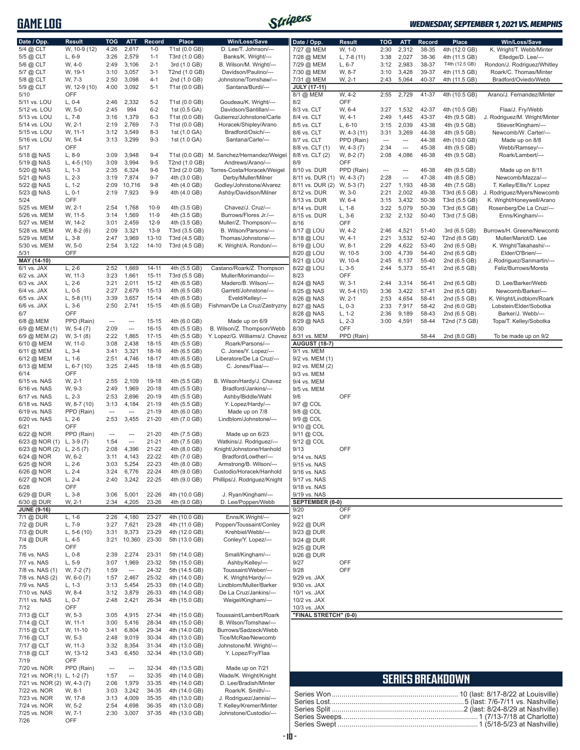# GAME LOG

*WEDNESDAY, SEPTEMBER 1, 2021 VS. MEMPHIS*

| Date / Opp. | Result | TOG | ATT | Record | Place | Win/Loss/Save |
|---|---|---|---|---|---|---|
| 5/4 @ CLT | W, 10-9 (12) | 4:26 | 2,617 | 1-0 | T1st (0.0 GB) | D. Lee/T. Johnson/--- |
| 5/5 @ CLT | L, 6-9 | 3:26 | 2,579 | 1-1 | T3rd (1.0 GB) | Banks/K. Wright/--- |
| 5/6 @ CLT | W, 4-0 | 2:49 | 3,106 | 2-1 | 3rd (1.0 GB) | B. Wilson/M. Wright/--- |
| 5/7 @ CLT | W, 19-1 | 3:10 | 3,057 | 3-1 | T2nd (1.0 GB) | Davidson/Paulino/--- |
| 5/8 @ CLT | W, 7-3 | 2:50 | 3,098 | 4-1 | 2nd (1.0 GB) | Johnstone/Tomshaw/--- |
| 5/9 @ CLT | W, 12-9 (10) | 4:00 | 3,092 | 5-1 | T1st (0.0 GB) | Santana/Burdi/--- |
| 5/10 | OFF | | | | | |
| 5/11 vs. LOU | L, 0-4 | 2:46 | 2,332 | 5-2 | T1st (0.0 GB) | Goudeau/K. Wright/--- |
| 5/12 vs. LOU | W, 5-0 | 2:45 | 994 | 6-2 | 1st (0.5 GA) | Davidson/Santillan/--- |
| 5/13 vs. LOU | L, 7-8 | 3:16 | 1,379 | 6-3 | T1st (0.0 GB) | Gutierrez/Johnstone/Carle |
| 5/14 vs. LOU | W, 2-1 | 2:19 | 2,769 | 7-3 | T1st (0.0 GB) | Horacek/Shipley/Arano |
| 5/15 vs. LOU | W, 11-1 | 3:12 | 3,549 | 8-3 | 1st (1.0 GA) | Bradford/Osich/--- |
| 5/16 vs. LOU | W, 5-4 | 3:13 | 3,299 | 9-3 | 1st (1.0 GA) | Santana/Carle/--- |
| 5/17 | OFF | | | | | |
| 5/18 @ NAS | L, 8-9 | 3:09 | 3,948 | 9-4 | T1st (0.0 GB) | M. Sanchez/Hernandez/Weigel |
| 5/19 @ NAS | L, 4-5 (10) | 3:09 | 3,994 | 9-5 | T2nd (1.0 GB) | Andrews/Arano/--- |
| 5/20 @ NAS | L, 1-3 | 2:35 | 6,324 | 9-6 | T3rd (2.0 GB) | Torres-Costa/Horacek/Weigel |
| 5/21 @ NAS | L, 2-3 | 3:19 | 7,874 | 9-7 | 4th (3.0 GB) | Derby/Muller/Milner |
| 5/22 @ NAS | L, 1-2 | 2:09 | 10,716 | 9-8 | 4th (4.0 GB) | Godley/Johnstone/Alvarez |
| 5/23 @ NAS | L, 0-1 | 2:19 | 7,923 | 9-9 | 4th (4.0 GB) | Ashby/Davidson/Milner |
| 5/24 | OFF | | | | | |
| 5/25 vs. MEM | W, 2-1 | 2:54 | 1,768 | 10-9 | 4th (3.5 GB) | Chavez/J. Cruz/--- |
| 5/26 vs. MEM | W, 11-5 | 3:14 | 1,569 | 11-9 | 4th (3.5 GB) | Burrows/Flores Jr./--- |
| 5/27 vs. MEM | W, 14-2 | 3:01 | 2,459 | 12-9 | 4th (3.5 GB) | Muller/Z. Thompson/--- |
| 5/28 vs. MEM | W, 8-2 (6) | 2:09 | 3,321 | 13-9 | T3rd (3.5 GB) | B. Wilson/Parsons/--- |
| 5/29 vs. MEM | L, 3-8 | 2:47 | 3,969 | 13-10 | T3rd (4.5 GB) | Thomas/Johnstone/--- |
| 5/30 vs. MEM | W, 5-0 | 2:54 | 3,122 | 14-10 | T3rd (4.5 GB) | K. Wright/A. Rondon/--- |
| 5/31 | OFF | | | | | |
| **MAY (14-10)** | | | | | | |
| 6/1 vs. JAX | L, 2-6 | 2:52 | 1,669 | 14-11 | 4th (5.5 GB) | Castano/Roark/Z. Thompson |
| 6/2 vs. JAX | W, 11-3 | 3:23 | 1,661 | 15-11 | T3rd (5.5 GB) | Muller/Morimando/--- |
| 6/3 vs. JAX | L, 2-6 | 3:21 | 2,011 | 15-12 | 4th (6.5 GB) | Madero/B. Wilson/--- |
| 6/4 vs. JAX | L, 0-5 | 2:27 | 2,679 | 15-13 | 4th (6.5 GB) | Garrett/Johnstone/--- |
| 6/5 vs. JAX | L, 5-8 (11) | 3:39 | 3,657 | 15-14 | 4th (6.5 GB) | Eveld/Kelley/--- |
| 6/6 vs. JAX | L, 3-6 | 2:50 | 2,741 | 15-15 | 4th (6.5 GB) | Fishman/De La Cruz/Zastryzny |
| 6/7 | OFF | | | | | |
| 6/8 @.MEM | PPD (Rain) | --- | --- | 15-15 | 4th (6.0 GB) | Made up on 6/9 |
| 6/9 @ MEM (1) | W, 5-4 (7) | 2:09 | --- | 16-15 | 4th (5.5 GB) | B. Wilson/Z. Thompson/Webb |
| 6/9 @ MEM (2) | W, 3-1 (8) | 2:22 | 1,865 | 17-15 | 4th (5.5 GB) | Y. Lopez/G. Williams/J. Chavez |
| 6/10 @ MEM | W, 11-0 | 3:08 | 2,438 | 18-15 | 4th (5.5 GB) | Roark/Parsons/--- |
| 6/11 @ MEM | L, 3-4 | 3:41 | 3,321 | 18-16 | 4th (6.5 GB) | C. Jones/Y. Lopez/--- |
| 6/12 @ MEM | L, 1-6 | 2:51 | 4,746 | 18-17 | 4th (6.5 GB) | Liberatore/De La Cruz/--- |
| 6/13 @ MEM | L, 6-7 (10) | 3:25 | 2,445 | 18-18 | 4th (6.5 GB) | C. Jones/Flaa/--- |
| 6/14 | OFF | | | | | |
| 6/15 vs. NAS | W, 2-1 | 2:55 | 2,109 | 19-18 | 4th (5.5 GB) | B. Wilson/Hardy/J. Chavez |
| 6/16 vs. NAS | W, 9-3 | 2:49 | 1,969 | 20-18 | 4th (5.5 GB) | Bradford/Jankins/--- |
| 6/17 vs. NAS | L, 2-3 | 2:53 | 2,696 | 20-19 | 4th (5.5 GB) | Ashby/Biddle/Wahl |
| 6/18 vs. NAS | W, 8-7 (10) | 3:13 | 4,184 | 21-19 | 4th (5.5 GB) | Y. Lopez/Hardy/--- |
| 6/19 vs. NAS | PPD (Rain) | --- | --- | 21-19 | 4th (6.0 GB) | Made up on 7/8 |
| 6/20 vs. NAS | L, 2-6 | 2:53 | 3,455 | 21-20 | 4th (7.0 GB) | Lindblom/Johnstone/--- |
| 6/21 | OFF | | | | | |
| 6/22 @ NOR | PPD (Rain) | --- | --- | 21-20 | 4th (7.5 GB) | Made up on 6/23 |
| 6/23 @ NOR (1) | L, 3-9 (7) | 1:54 | --- | 21-21 | 4th (7.5 GB) | Watkins/J. Rodriguez/--- |
| 6/23 @ NOR (2) | L, 2-5 (7) | 2:08 | 4,396 | 21-22 | 4th (8.0 GB) | Knight/Johnstone/Hanhold |
| 6/24 @ NOR | W, 6-2 | 3:11 | 4,143 | 22-22 | 4th (7.0 GB) | Bradford/Lowther/--- |
| 6/25 @ NOR | L, 2-6 | 3:03 | 5,254 | 22-23 | 4th (8.0 GB) | Armstrong/B. Wilson/--- |
| 6/26 @ NOR | L, 2-4 | 3:24 | 6,776 | 22-24 | 4th (9.0 GB) | Custodio/Horacek/Hanhold |
| 6/27 @ NOR | L, 2-4 | 2:40 | 3,242 | 22-25 | 4th (9.0 GB) | Phillips/J. Rodriguez/Knight |
| 6/28 | OFF | | | | | |
| 6/29 @ DUR | L, 3-8 | 3:06 | 5,001 | 22-26 | 4th (10.0 GB) | J. Ryan/Kingham/--- |
| 6/30 @ DUR | W, 2-1 | 2:34 | 4,205 | 23-26 | 4th (9.0 GB) | D. Lee/Poppen/Webb |
| **JUNE (9-16)** | | | | | | |
| 7/1 @ DUR | L, 1-6 | 2:26 | 4,180 | 23-27 | 4th (10.0 GB) | Enns/K.Wright/--- |
| 7/2 @ DUR | L, 7-9 | 3:27 | 7,621 | 23-28 | 4th (11.0 GB) | Poppen/Toussaint/Conley |
| 7/3 @ DUR | L, 5-6 (10) | 3:31 | 9,373 | 23-29 | 4th (12.0 GB) | Krehbiel/Webb/--- |
| 7/4 @ DUR | L, 4-5 | 3:21 | 10,360 | 23-30 | 5th (13.0 GB) | Conley/Y. Lopez/--- |
| 7/5 | OFF | | | | | |
| 7/6 vs. NAS | L, 0-8 | 2:39 | 2,274 | 23-31 | 5th (14.0 GB) | Small/Kingham/--- |
| 7/7 vs. NAS | L, 5-9 | 3:07 | 1,969 | 23-32 | 5th (15.0 GB) | Ashby/Kelley/--- |
| 7/8 vs. NAS (1) | W, 7-2 (7) | 1:59 | --- | 24-32 | 5th (14.5 GB) | Toussaint/Weber/--- |
| 7/8 vs. NAS (2) | W, 6-0 (7) | 1:57 | 2,467 | 25-32 | 4th (14.0 GB) | K. Wright/Hardy/--- |
| 7/9 vs. NAS | L, 1-3 | 3:13 | 5,454 | 25-33 | 6th (14.0 GB) | Lindblom/Muller/Barker |
| 7/10 vs. NAS | W, 8-4 | 3:12 | 3,879 | 26-33 | 4th (14.0 GB) | De La Cruz/Jankins/--- |
| 7/11 vs. NAS | L, 0-7 | 2:48 | 2,421 | 26-34 | 4th (15.0 GB) | Weigel/Kingham/--- |
| 7/12 | OFF | | | | | |
| 7/13 @ CLT | W, 5-3 | 3:05 | 4,915 | 27-34 | 4th (15.0 GB) | Toussaint/Lambert/Roark |
| 7/14 @ CLT | W, 11-1 | 3:00 | 5,416 | 28-34 | 4th (15.0 GB) | B. Wilson/Tomshaw/--- |
| 7/15 @ CLT | W, 11-10 | 3:41 | 6,804 | 29-34 | 4th (14.0 GB) | Burrows/Sadzeck/Webb |
| 7/16 @ CLT | W, 5-3 | 2:48 | 9,019 | 30-34 | 4th (13.0 GB) | Tice/McRae/Newcomb |
| 7/17 @ CLT | W, 11-3 | 3:32 | 8,354 | 31-34 | 4th (13.0 GB) | Johnstone/M. Wright/--- |
| 7/18 @ CLT | W, 13-12 | 3:43 | 6,450 | 32-34 | 4th (13.0 GB) | Y. Lopez/Fry/Flaa |
| 7/19 | OFF | | | | | |
| 7/20 vs. NOR | PPD (Rain) | --- | --- | 32-34 | 4th (13.5 GB) | Made up on 7/21 |
| 7/21 vs. NOR (1) | L, 1-2 (7) | 1:57 | --- | 32-35 | 4th (14.0 GB) | Wade/K. Wright/Knight |
| 7/21 vs. NOR (2) | W, 4-3 (7) | 2:06 | 1,979 | 33-35 | 4th (14.0 GB) | D. Lee/Bradish/Minter |
| 7/22 vs. NOR | W, 8-1 | 3:03 | 3,242 | 34-35 | 4th (14.0 GB) | Roark/K. Smith/--- |
| 7/23 vs. NOR | W, 17-8 | 3:13 | 4,009 | 35-35 | 4th (13.0 GB) | J. Rodriguez/Jannis/--- |
| 7/24 vs. NOR | W, 5-2 | 2:54 | 4,698 | 36-35 | 4th (13.0 GB) | T. Kelley/Kremer/Minter |
| 7/25 vs. NOR | W, 7-1 | 2:30 | 3,007 | 37-35 | 4th (13.0 GB) | Johnstone/Custodio/--- |
| 7/26 | OFF | | | | | |
| 7/27 @ MEM | W, 1-0 | 2:30 | 2,312 | 38-35 | 4th (12.0 GB) | K. Wright/T. Webb/Minter |
| 7/28 @ MEM | L, 7-8 (11) | 3:38 | 2,027 | 38-36 | 4th (11.5 GB) | Elledge/D. Lee/--- |
| 7/29 @ MEM | L, 6-7 | 3:12 | 2,983 | 38-37 | T4th (12.5 GB) | Rondon/J. Rodriguez/Whitley |
| 7/30 @ MEM | W, 8-7 | 3:10 | 3,428 | 39-37 | 4th (11.5 GB) | Roark/C. Thomas/Minter |
| 7/31 @ MEM | W, 2-1 | 2:43 | 5,064 | 40-37 | 4th (11.5 GB) | Bradford/Oviedo/Webb |
| **JULY (17-11)** | | | | | | |
| 8/1 @ MEM | W, 4-2 | 2:55 | 2,729 | 41-37 | 4th (10.5 GB) | Arano/J. Fernandez/Minter |
| 8/2 | OFF | | | | | |
| 8/3 vs. CLT | W, 6-4 | 3:27 | 1,532 | 42-37 | 4th (10.5 GB) | Flaa/J. Fry/Webb |
| 8/4 vs. CLT | W, 4-1 | 2:49 | 1,445 | 43-37 | 4th (9.5 GB) | J. Rodriguez/M. Wright/Minter |
| 8/5 vs. CLT | L, 6-10 | 3:15 | 2,039 | 43-38 | 4th (9.5 GB) | Stiever/Kingham/--- |
| 8/6 vs. CLT | W, 4-3 (11) | 3:31 | 3,269 | 44-38 | 4th (9.5 GB) | Newcomb/W. Carter/--- |
| 8/7 vs. CLT | PPD (Rain) | --- | --- | 44-38 | 4th (10.0 GB) | Made up on 8/8 |
| 8/8 vs. CLT (1) | W, 4-3 (7) | 2:34 | --- | 45-38 | 4th (9.5 GB) | Webb/Ramsey/--- |
| 8/8 vs. CLT (2) | W, 8-2 (7) | 2:08 | 4,086 | 46-38 | 4th (9.5 GB) | Roark/Lambert/--- |
| 8/9 | OFF | | | | | |
| 8/10 vs. DUR | PPD (Rain) | --- | --- | 46-38 | 4th (9.5 GB) | Made up on 8/11 |
| 8/11 vs. DUR (1) | W, 4-3 (7) | 2:28 | --- | 47-38 | 4th (8.5 GB) | Newcomb/Mazza/--- |
| 8/11 vs. DUR (2) | W, 5-3 (7) | 2:27 | 1,193 | 48-38 | 4th (7.5 GB) | T. Kelley/Ellis/Y. Lopez |
| 8/12 vs. DUR | W, 3-0 | 2:21 | 2,002 | 49-38 | T3rd (6.5 GB) | J. Rodriguez/Myers/Newcomb |
| 8/13 vs. DUR | W, 6-4 | 3:15 | 3,432 | 50-38 | T3rd (5.5 GB) | K. Wright/Honeywell/Arano |
| 8/14 vs. DUR | L, 1-8 | 3:22 | 5,079 | 50-39 | T3rd (6.5 GB) | Rosenberg/De La Cruz/--- |
| 8/15 vs. DUR | L, 3-6 | 2:32 | 2,132 | 50-40 | T3rd (7.5 GB) | Enns/Kingham/--- |
| 8/16 | OFF | | | | | |
| 8/17 @ LOU | W, 4-2 | 2:46 | 4,521 | 51-40 | 3rd (6.5 GB) | Burrows/H. Greene/Newcomb |
| 8/18 @ LOU | W, 4-1 | 2:21 | 3,532 | 52-40 | T2nd (6.5 GB) | Muller/Mariot/D. Lee |
| 8/19 @ LOU | W, 8-1 | 2:29 | 4,622 | 53-40 | 2nd (6.5 GB) | K. Wright/Takahashi/--- |
| 8/20 @ LOU | W, 10-5 | 3:00 | 4,739 | 54-40 | 2nd (6.5 GB) | Elder/O'Brien/--- |
| 8/21 @ LOU | W, 10-4 | 2:45 | 6,137 | 55-40 | 2nd (6.5 GB) | J. Rodriguez/Sanmartin/--- |
| 8/22 @ LOU | L, 3-5 | 2:44 | 5,373 | 55-41 | 2nd (6.5 GB) | Feliz/Burrows/Moreta |
| 8/23 | OFF | | | | | |
| 8/24 @ NAS | W, 3-1 | 2:44 | 3,314 | 56-41 | 2nd (6.5 GB) | D. Lee/Barker/Webb |
| 8/25 @ NAS | W, 5-4 (10) | 3:36 | 3,422 | 57-41 | 2nd (6.5 GB) | Newcomb/Barker/--- |
| 8/26 @ NAS | W, 2-1 | 2:53 | 4,654 | 58-41 | 2nd (5.5 GB) | K. Wright/Lindblom/Roark |
| 8/27 @ NAS | L, 0-3 | 2:33 | 7,917 | 58-42 | 2nd (6.0 GB) | Lobstein/Elder/Sobotka |
| 8/28 @ NAS | L, 1-2 | 2:36 | 9,189 | 58-43 | 2nd (6.5 GB) | Barker/J. Webb/--- |
| 8/29 @ NAS | L, 2-3 | 3:00 | 4,591 | 58-44 | T2nd (7.5 GB) | Topa/T. Kelley/Sobotka |
| 8/30 | OFF | | | | | |
| 8/31 vs. MEM | PPD (Rain) | | | 58-44 | 2nd (8.0 GB) | To be made up on 9/2 |
| **AUGUST (18-7)** | | | | | | |
| 9/1 vs. MEM | | | | | | |
| 9/2 vs. MEM (1) | | | | | | |
| 9/2 vs. MEM (2) | | | | | | |
| 9/3 vs. MEM | | | | | | |
| 9/4 vs. MEM | | | | | | |
| 9/5 vs. MEM | | | | | | |
| 9/6 | OFF | | | | | |
| 9/7 @ COL | | | | | | |
| 9/8 @ COL | | | | | | |
| 9/9 @ COL | | | | | | |
| 9/10 @ COL | | | | | | |
| 9/11 @ COL | | | | | | |
| 9/12 @ COL | | | | | | |
| 9/13 | OFF | | | | | |
| 9/14 vs. NAS | | | | | | |
| 9/15 vs. NAS | | | | | | |
| 9/16 vs. NAS | | | | | | |
| 9/17 vs. NAS | | | | | | |
| 9/18 vs. NAS | | | | | | |
| 9/19 vs. NAS | | | | | | |
| **SEPTEMBER (0-0)** | | | | | | |
| 9/20 | OFF | | | | | |
| 9/21 | OFF | | | | | |
| 9/22 @ DUR | | | | | | |
| 9/23 @ DUR | | | | | | |
| 9/24 @ DUR | | | | | | |
| 9/25 @ DUR | | | | | | |
| 9/26 @ DUR | | | | | | |
| 9/27 | OFF | | | | | |
| 9/28 | OFF | | | | | |
| 9/29 vs. JAX | | | | | | |
| 9/30 vs. JAX | | | | | | |
| 10/1 vs. JAX | | | | | | |
| 10/2 vs. JAX | | | | | | |
| 10/3 vs. JAX | | | | | | |
| **"FINAL STRETCH" (0-0)** | | | | | | |

## SERIES BREAKDOWN

Series Won ........ 10 (last: 8/17-8/22 at Louisville)
Series Lost ........ 5 (last: 7/6-7/11 vs. Nashville)
Series Split ........ 2 (last: 8/24-8/29 at Nashville)
Series Sweeps ........ 1 (7/13-7/18 at Charlotte)
Series Swept ........ 1 (5/18-5/23 at Nashville)